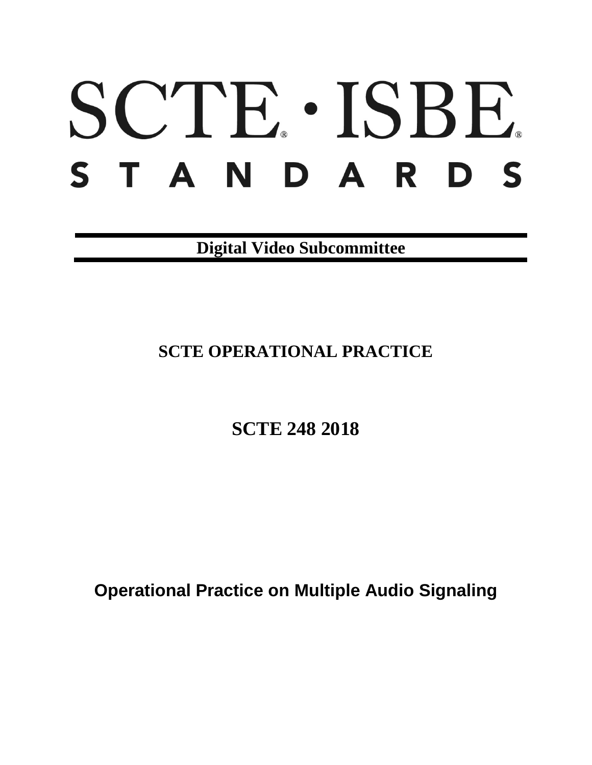# SCTE · ISBE

# STANDARDS

**Digital Video Subcommittee**

## SCTE OPERATIONAL PRACTICE

## SCTE 248 2018

# Operational Practice on Multiple Audio Signaling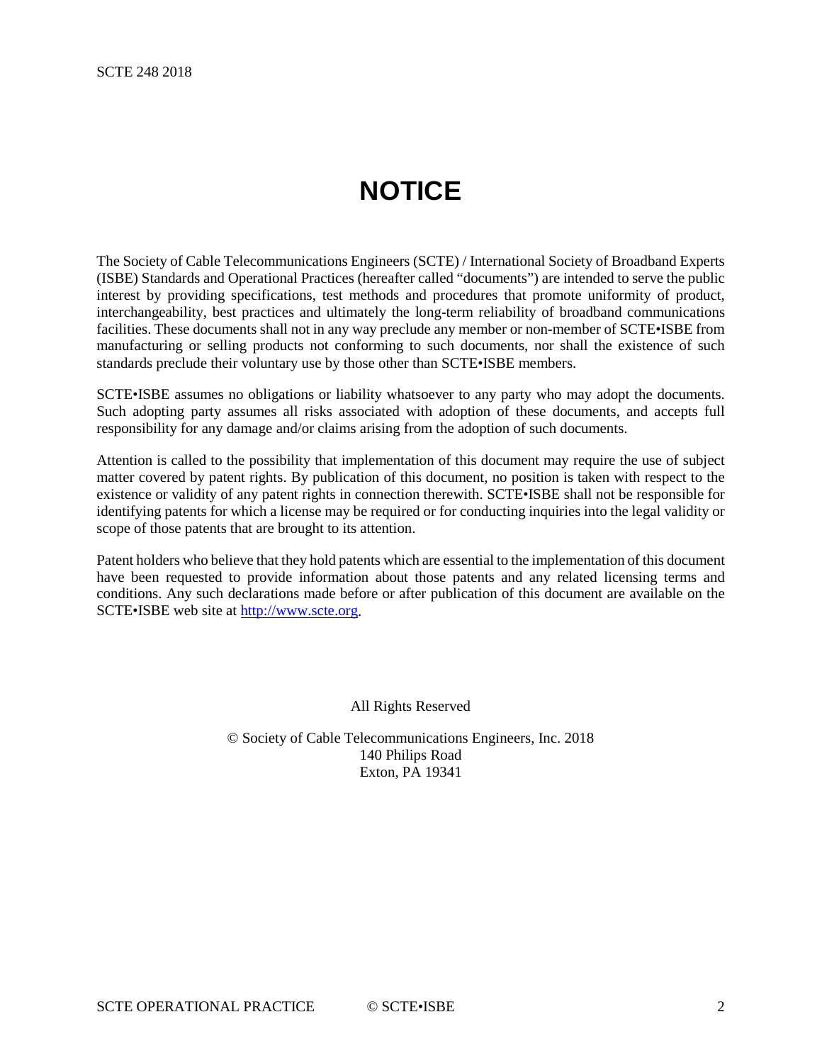# NOTICE

The Society of Cable Telecommunications Engineers (SCTE) / International Society of Broadband Experts (ISBE) Standards and Operational Practices (hereafter called "documents") are intended to serve the public interest by providing specifications, test methods and procedures that promote uniformity of product, interchangeability, best practices and ultimately the long-term reliability of broadband communications facilities. These documents shall not in any way preclude any member or non-member of SCTE•ISBE from manufacturing or selling products not conforming to such documents, nor shall the existence of such standards preclude their voluntary use by those other than SCTE•ISBE members.

SCTE•ISBE assumes no obligations or liability whatsoever to any party who may adopt the documents. Such adopting party assumes all risks associated with adoption of these documents, and accepts full responsibility for any damage and/or claims arising from the adoption of such documents.

Attention is called to the possibility that implementation of this document may require the use of subject matter covered by patent rights. By publication of this document, no position is taken with respect to the existence or validity of any patent rights in connection therewith. SCTE•ISBE shall not be responsible for identifying patents for which a license may be required or for conducting inquiries into the legal validity or scope of those patents that are brought to its attention.

Patent holders who believe that they hold patents which are essential to the implementation of this document have been requested to provide information about those patents and any related licensing terms and conditions. Any such declarations made before or after publication of this document are available on the SCTE•ISBE web site at [http://www.scte.org](http://www.scte.org).

All Rights Reserved

© Society of Cable Telecommunications Engineers, Inc. 2018
140 Philips Road
Exton, PA 19341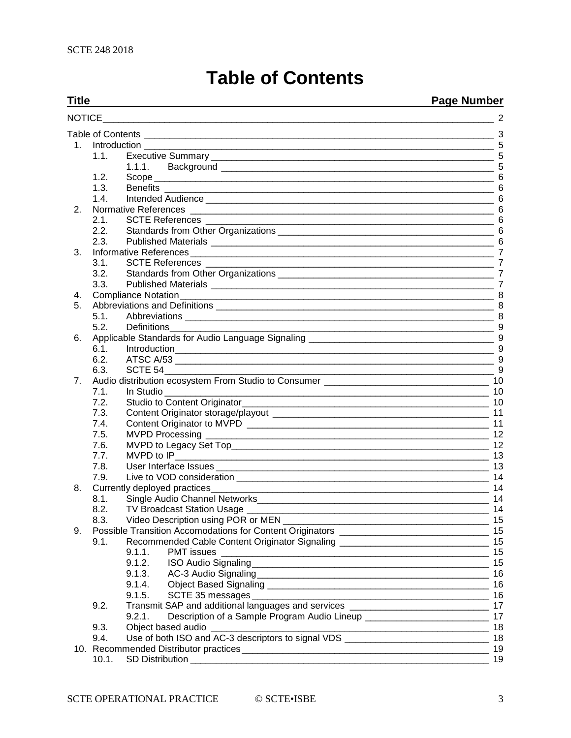# Table of Contents

| Title | Page Number |
|---|---|
| NOTICE | 2 |
| Table of Contents | 3 |
| 1. Introduction | 5 |
| 1.1. Executive Summary | 5 |
| 1.1.1. Background | 5 |
| 1.2. Scope | 6 |
| 1.3. Benefits | 6 |
| 1.4. Intended Audience | 6 |
| 2. Normative References | 6 |
| 2.1. SCTE References | 6 |
| 2.2. Standards from Other Organizations | 6 |
| 2.3. Published Materials | 6 |
| 3. Informative References | 7 |
| 3.1. SCTE References | 7 |
| 3.2. Standards from Other Organizations | 7 |
| 3.3. Published Materials | 7 |
| 4. Compliance Notation | 8 |
| 5. Abbreviations and Definitions | 8 |
| 5.1. Abbreviations | 8 |
| 5.2. Definitions | 9 |
| 6. Applicable Standards for Audio Language Signaling | 9 |
| 6.1. Introduction | 9 |
| 6.2. ATSC A/53 | 9 |
| 6.3. SCTE 54 | 9 |
| 7. Audio distribution ecosystem From Studio to Consumer | 10 |
| 7.1. In Studio | 10 |
| 7.2. Studio to Content Originator | 10 |
| 7.3. Content Originator storage/playout | 11 |
| 7.4. Content Originator to MVPD | 11 |
| 7.5. MVPD Processing | 12 |
| 7.6. MVPD to Legacy Set Top | 12 |
| 7.7. MVPD to IP | 13 |
| 7.8. User Interface Issues | 13 |
| 7.9. Live to VOD consideration | 14 |
| 8. Currently deployed practices | 14 |
| 8.1. Single Audio Channel Networks | 14 |
| 8.2. TV Broadcast Station Usage | 14 |
| 8.3. Video Description using POR or MEN | 15 |
| 9. Possible Transition Accomodations for Content Originators | 15 |
| 9.1. Recommended Cable Content Originator Signaling | 15 |
| 9.1.1. PMT issues | 15 |
| 9.1.2. ISO Audio Signaling | 15 |
| 9.1.3. AC-3 Audio Signaling | 16 |
| 9.1.4. Object Based Signaling | 16 |
| 9.1.5. SCTE 35 messages | 16 |
| 9.2. Transmit SAP and additional languages and services | 17 |
| 9.2.1. Description of a Sample Program Audio Lineup | 17 |
| 9.3. Object based audio | 18 |
| 9.4. Use of both ISO and AC-3 descriptors to signal VDS | 18 |
| 10. Recommended Distributor practices | 19 |
| 10.1. SD Distribution | 19 |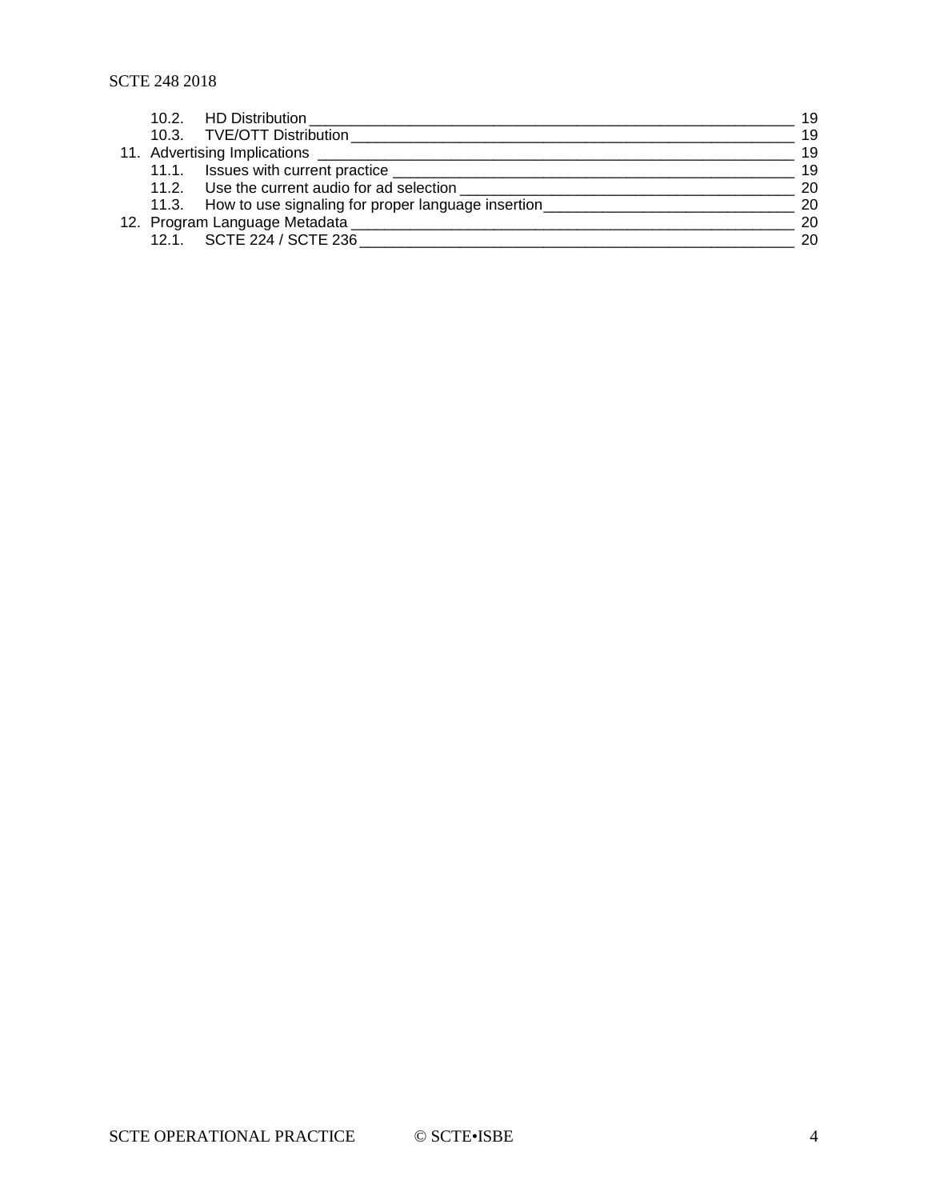10.2. HD Distribution 19
10.3. TVE/OTT Distribution 19
11. Advertising Implications 19
11.1. Issues with current practice 19
11.2. Use the current audio for ad selection 20
11.3. How to use signaling for proper language insertion 20
12. Program Language Metadata 20
12.1. SCTE 224 / SCTE 236 20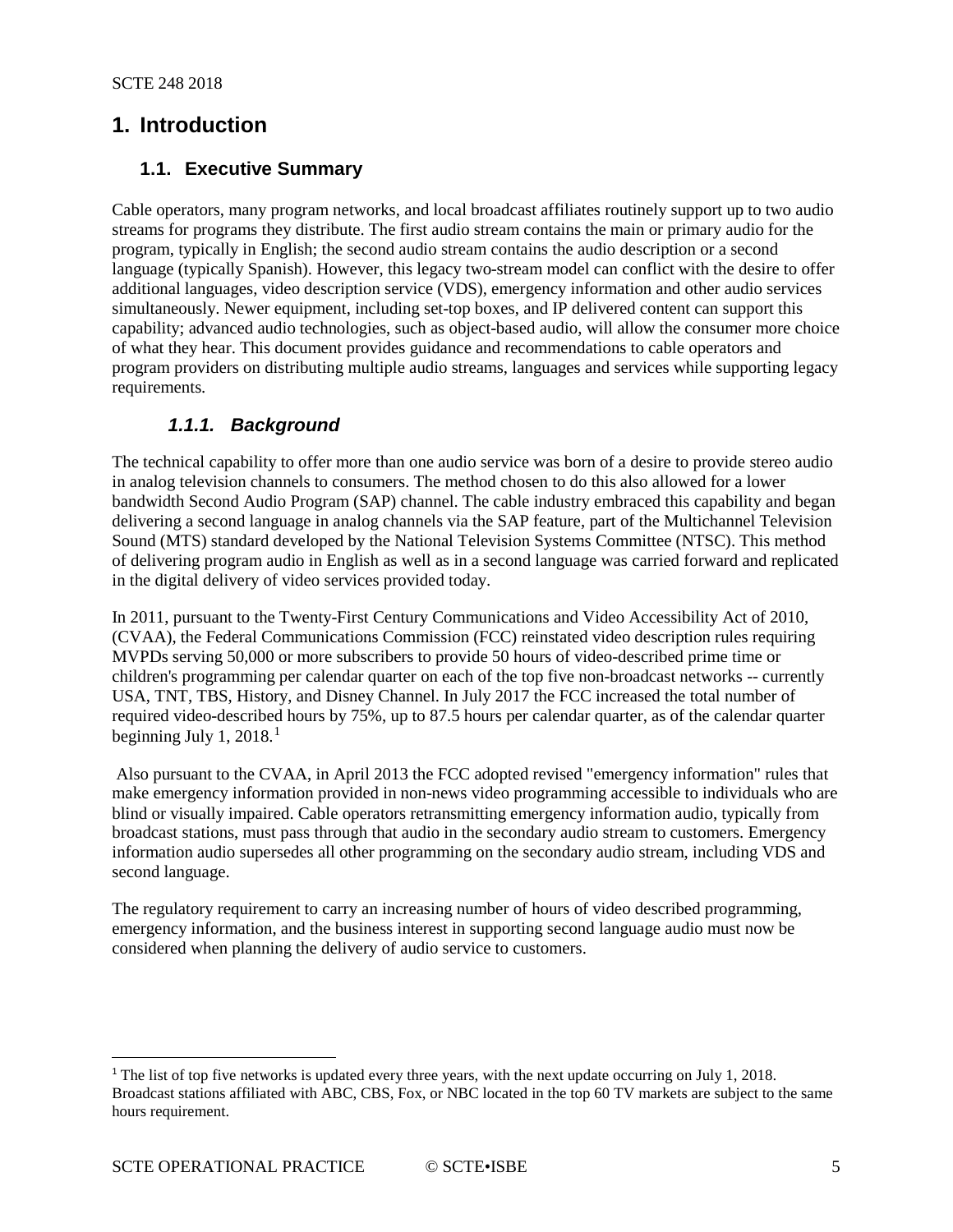# 1. Introduction

## 1.1. Executive Summary

Cable operators, many program networks, and local broadcast affiliates routinely support up to two audio streams for programs they distribute. The first audio stream contains the main or primary audio for the program, typically in English; the second audio stream contains the audio description or a second language (typically Spanish). However, this legacy two-stream model can conflict with the desire to offer additional languages, video description service (VDS), emergency information and other audio services simultaneously. Newer equipment, including set-top boxes, and IP delivered content can support this capability; advanced audio technologies, such as object-based audio, will allow the consumer more choice of what they hear. This document provides guidance and recommendations to cable operators and program providers on distributing multiple audio streams, languages and services while supporting legacy requirements.

### *1.1.1. Background*

The technical capability to offer more than one audio service was born of a desire to provide stereo audio in analog television channels to consumers. The method chosen to do this also allowed for a lower bandwidth Second Audio Program (SAP) channel. The cable industry embraced this capability and began delivering a second language in analog channels via the SAP feature, part of the Multichannel Television Sound (MTS) standard developed by the National Television Systems Committee (NTSC). This method of delivering program audio in English as well as in a second language was carried forward and replicated in the digital delivery of video services provided today.

In 2011, pursuant to the Twenty-First Century Communications and Video Accessibility Act of 2010, (CVAA), the Federal Communications Commission (FCC) reinstated video description rules requiring MVPDs serving 50,000 or more subscribers to provide 50 hours of video-described prime time or children's programming per calendar quarter on each of the top five non-broadcast networks -- currently USA, TNT, TBS, History, and Disney Channel. In July 2017 the FCC increased the total number of required video-described hours by 75%, up to 87.5 hours per calendar quarter, as of the calendar quarter beginning July 1, 2018.[1]

Also pursuant to the CVAA, in April 2013 the FCC adopted revised "emergency information" rules that make emergency information provided in non-news video programming accessible to individuals who are blind or visually impaired. Cable operators retransmitting emergency information audio, typically from broadcast stations, must pass through that audio in the secondary audio stream to customers. Emergency information audio supersedes all other programming on the secondary audio stream, including VDS and second language.

The regulatory requirement to carry an increasing number of hours of video described programming, emergency information, and the business interest in supporting second language audio must now be considered when planning the delivery of audio service to customers.

---

[1] The list of top five networks is updated every three years, with the next update occurring on July 1, 2018. Broadcast stations affiliated with ABC, CBS, Fox, or NBC located in the top 60 TV markets are subject to the same hours requirement.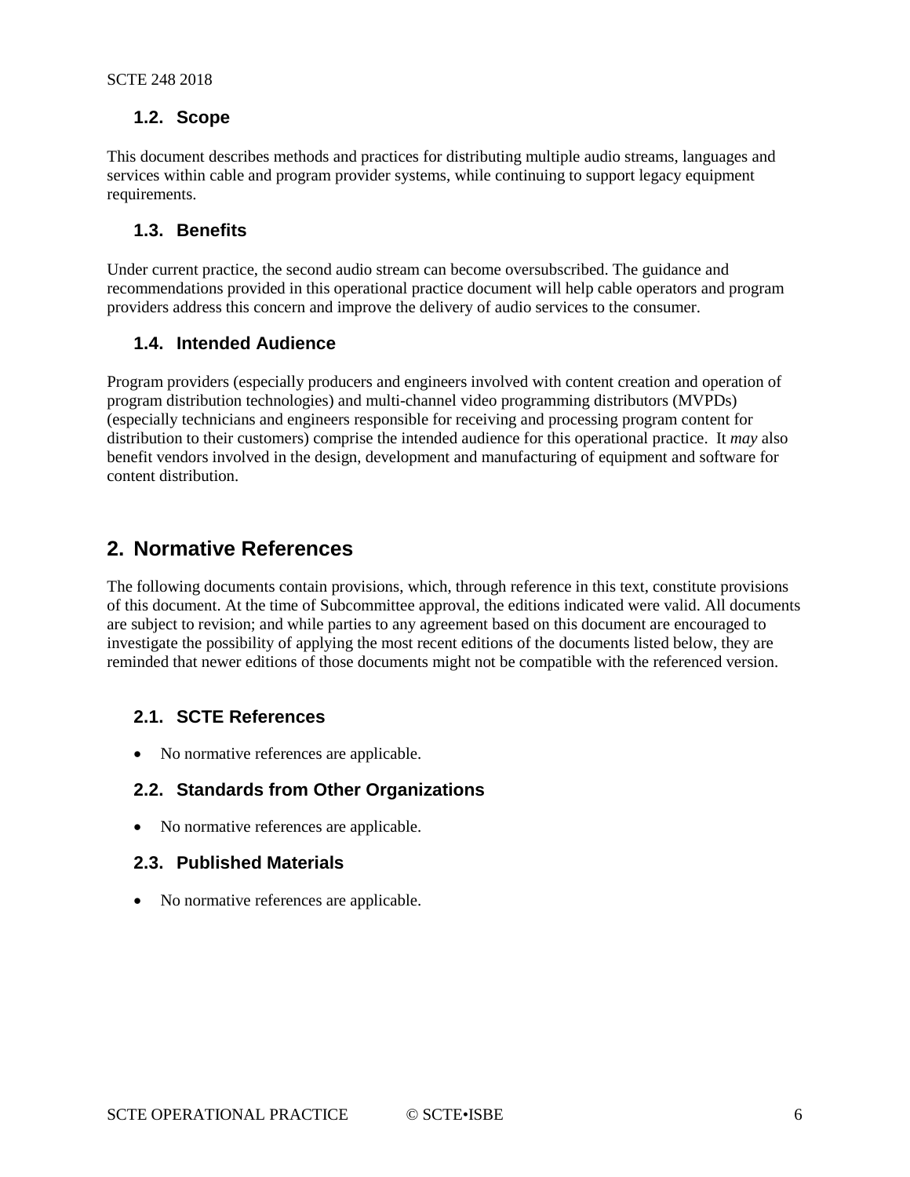### 1.2. Scope

This document describes methods and practices for distributing multiple audio streams, languages and services within cable and program provider systems, while continuing to support legacy equipment requirements.

### 1.3. Benefits

Under current practice, the second audio stream can become oversubscribed. The guidance and recommendations provided in this operational practice document will help cable operators and program providers address this concern and improve the delivery of audio services to the consumer.

### 1.4. Intended Audience

Program providers (especially producers and engineers involved with content creation and operation of program distribution technologies) and multi-channel video programming distributors (MVPDs) (especially technicians and engineers responsible for receiving and processing program content for distribution to their customers) comprise the intended audience for this operational practice. It *may* also benefit vendors involved in the design, development and manufacturing of equipment and software for content distribution.

## 2. Normative References

The following documents contain provisions, which, through reference in this text, constitute provisions of this document. At the time of Subcommittee approval, the editions indicated were valid. All documents are subject to revision; and while parties to any agreement based on this document are encouraged to investigate the possibility of applying the most recent editions of the documents listed below, they are reminded that newer editions of those documents might not be compatible with the referenced version.

### 2.1. SCTE References

- No normative references are applicable.

### 2.2. Standards from Other Organizations

- No normative references are applicable.

### 2.3. Published Materials

- No normative references are applicable.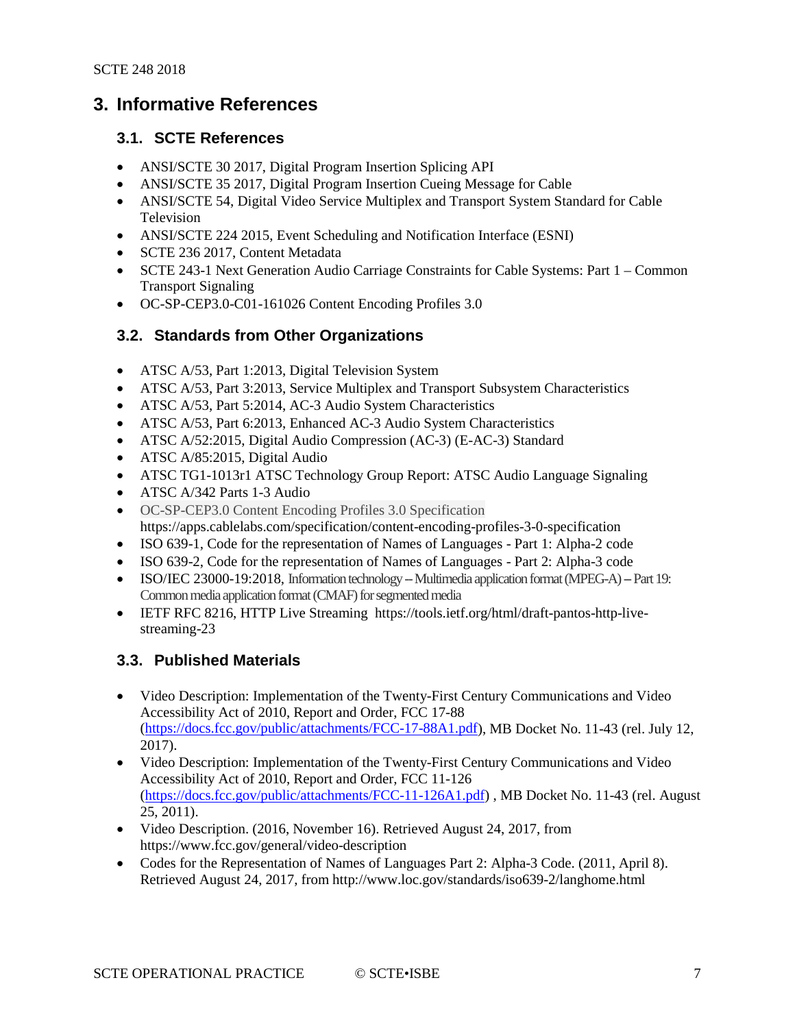# 3. Informative References

## 3.1. SCTE References

- ANSI/SCTE 30 2017, Digital Program Insertion Splicing API
- ANSI/SCTE 35 2017, Digital Program Insertion Cueing Message for Cable
- ANSI/SCTE 54, Digital Video Service Multiplex and Transport System Standard for Cable Television
- ANSI/SCTE 224 2015, Event Scheduling and Notification Interface (ESNI)
- SCTE 236 2017, Content Metadata
- SCTE 243-1 Next Generation Audio Carriage Constraints for Cable Systems: Part 1 – Common Transport Signaling
- OC-SP-CEP3.0-C01-161026 Content Encoding Profiles 3.0

## 3.2. Standards from Other Organizations

- ATSC A/53, Part 1:2013, Digital Television System
- ATSC A/53, Part 3:2013, Service Multiplex and Transport Subsystem Characteristics
- ATSC A/53, Part 5:2014, AC-3 Audio System Characteristics
- ATSC A/53, Part 6:2013, Enhanced AC-3 Audio System Characteristics
- ATSC A/52:2015, Digital Audio Compression (AC-3) (E-AC-3) Standard
- ATSC A/85:2015, Digital Audio
- ATSC TG1-1013r1 ATSC Technology Group Report: ATSC Audio Language Signaling
- ATSC A/342 Parts 1-3 Audio
- OC-SP-CEP3.0 Content Encoding Profiles 3.0 Specification https://apps.cablelabs.com/specification/content-encoding-profiles-3-0-specification
- ISO 639-1, Code for the representation of Names of Languages - Part 1: Alpha-2 code
- ISO 639-2, Code for the representation of Names of Languages - Part 2: Alpha-3 code
- ISO/IEC 23000-19:2018, Information technology – Multimedia application format (MPEG-A) – Part 19: Common media application format (CMAF) for segmented media
- IETF RFC 8216, HTTP Live Streaming https://tools.ietf.org/html/draft-pantos-http-live-streaming-23

## 3.3. Published Materials

- Video Description: Implementation of the Twenty-First Century Communications and Video Accessibility Act of 2010, Report and Order, FCC 17-88 (https://docs.fcc.gov/public/attachments/FCC-17-88A1.pdf), MB Docket No. 11-43 (rel. July 12, 2017).
- Video Description: Implementation of the Twenty-First Century Communications and Video Accessibility Act of 2010, Report and Order, FCC 11-126 (https://docs.fcc.gov/public/attachments/FCC-11-126A1.pdf) , MB Docket No. 11-43 (rel. August 25, 2011).
- Video Description. (2016, November 16). Retrieved August 24, 2017, from https://www.fcc.gov/general/video-description
- Codes for the Representation of Names of Languages Part 2: Alpha-3 Code. (2011, April 8). Retrieved August 24, 2017, from http://www.loc.gov/standards/iso639-2/langhome.html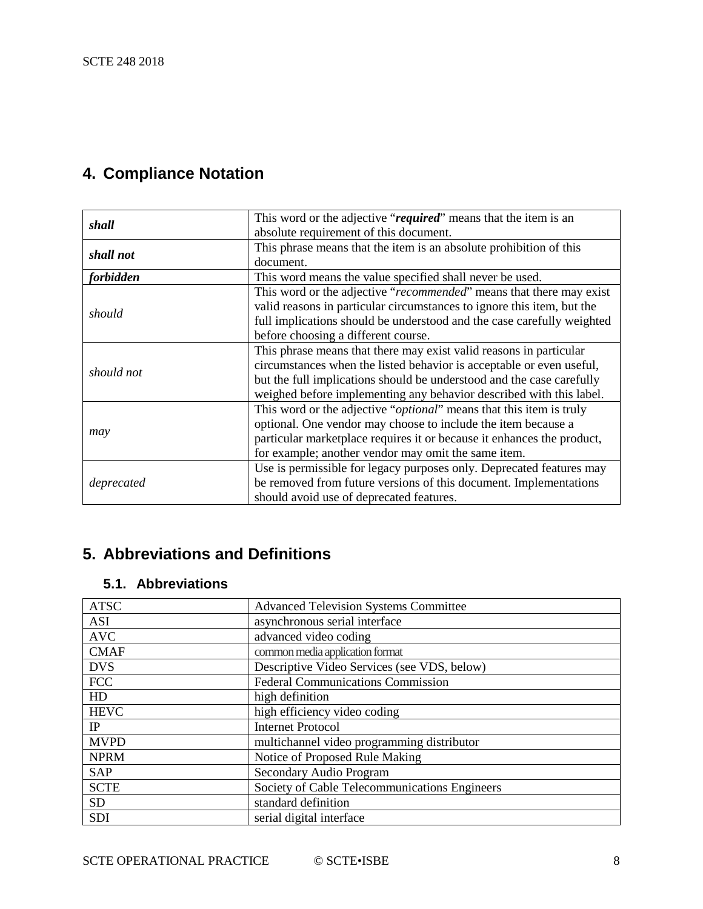## 4. Compliance Notation

| | |
|---|---|
| ***shall*** | This word or the adjective "***required***" means that the item is an absolute requirement of this document. |
| ***shall not*** | This phrase means that the item is an absolute prohibition of this document. |
| ***forbidden*** | This word means the value specified shall never be used. |
| *should* | This word or the adjective "*recommended*" means that there may exist valid reasons in particular circumstances to ignore this item, but the full implications should be understood and the case carefully weighted before choosing a different course. |
| *should not* | This phrase means that there may exist valid reasons in particular circumstances when the listed behavior is acceptable or even useful, but the full implications should be understood and the case carefully weighed before implementing any behavior described with this label. |
| *may* | This word or the adjective "*optional*" means that this item is truly optional. One vendor may choose to include the item because a particular marketplace requires it or because it enhances the product, for example; another vendor may omit the same item. |
| *deprecated* | Use is permissible for legacy purposes only. Deprecated features may be removed from future versions of this document. Implementations should avoid use of deprecated features. |

## 5. Abbreviations and Definitions

### 5.1. Abbreviations

| | |
|---|---|
| ATSC | Advanced Television Systems Committee |
| ASI | asynchronous serial interface |
| AVC | advanced video coding |
| CMAF | common media application format |
| DVS | Descriptive Video Services (see VDS, below) |
| FCC | Federal Communications Commission |
| HD | high definition |
| HEVC | high efficiency video coding |
| IP | Internet Protocol |
| MVPD | multichannel video programming distributor |
| NPRM | Notice of Proposed Rule Making |
| SAP | Secondary Audio Program |
| SCTE | Society of Cable Telecommunications Engineers |
| SD | standard definition |
| SDI | serial digital interface |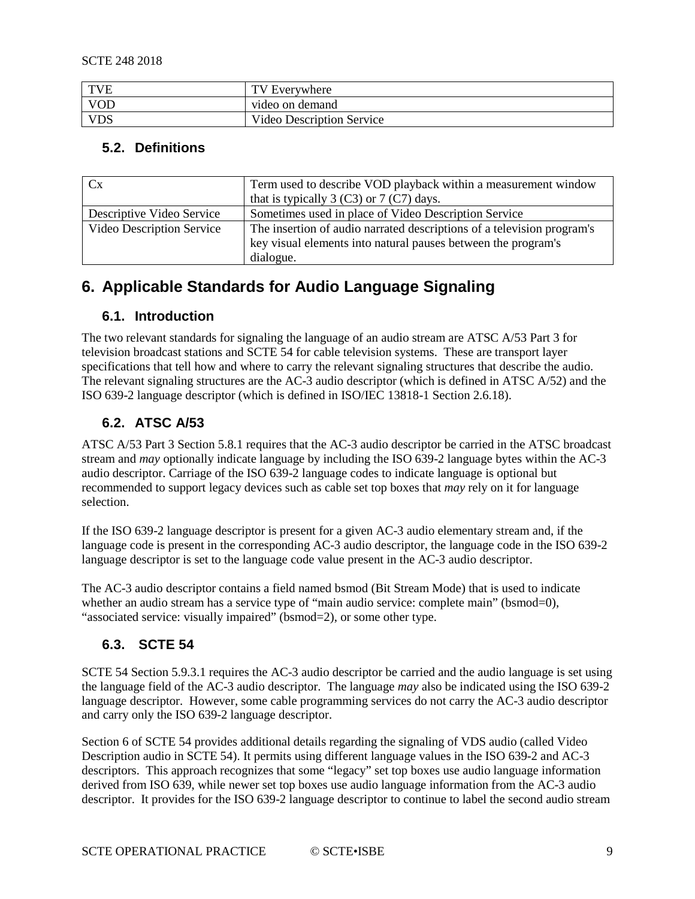| TVE | TV Everywhere |
|---|---|
| VOD | video on demand |
| VDS | Video Description Service |

### 5.2. Definitions

| Cx | Term used to describe VOD playback within a measurement window that is typically 3 (C3) or 7 (C7) days. |
|---|---|
| Descriptive Video Service | Sometimes used in place of Video Description Service |
| Video Description Service | The insertion of audio narrated descriptions of a television program's key visual elements into natural pauses between the program's dialogue. |

## 6. Applicable Standards for Audio Language Signaling

### 6.1. Introduction

The two relevant standards for signaling the language of an audio stream are ATSC A/53 Part 3 for television broadcast stations and SCTE 54 for cable television systems. These are transport layer specifications that tell how and where to carry the relevant signaling structures that describe the audio. The relevant signaling structures are the AC-3 audio descriptor (which is defined in ATSC A/52) and the ISO 639-2 language descriptor (which is defined in ISO/IEC 13818-1 Section 2.6.18).

### 6.2. ATSC A/53

ATSC A/53 Part 3 Section 5.8.1 requires that the AC-3 audio descriptor be carried in the ATSC broadcast stream and *may* optionally indicate language by including the ISO 639-2 language bytes within the AC-3 audio descriptor. Carriage of the ISO 639-2 language codes to indicate language is optional but recommended to support legacy devices such as cable set top boxes that *may* rely on it for language selection.

If the ISO 639-2 language descriptor is present for a given AC-3 audio elementary stream and, if the language code is present in the corresponding AC-3 audio descriptor, the language code in the ISO 639-2 language descriptor is set to the language code value present in the AC-3 audio descriptor.

The AC-3 audio descriptor contains a field named bsmod (Bit Stream Mode) that is used to indicate whether an audio stream has a service type of "main audio service: complete main" (bsmod=0), "associated service: visually impaired" (bsmod=2), or some other type.

### 6.3. SCTE 54

SCTE 54 Section 5.9.3.1 requires the AC-3 audio descriptor be carried and the audio language is set using the language field of the AC-3 audio descriptor. The language *may* also be indicated using the ISO 639-2 language descriptor. However, some cable programming services do not carry the AC-3 audio descriptor and carry only the ISO 639-2 language descriptor.

Section 6 of SCTE 54 provides additional details regarding the signaling of VDS audio (called Video Description audio in SCTE 54). It permits using different language values in the ISO 639-2 and AC-3 descriptors. This approach recognizes that some "legacy" set top boxes use audio language information derived from ISO 639, while newer set top boxes use audio language information from the AC-3 audio descriptor. It provides for the ISO 639-2 language descriptor to continue to label the second audio stream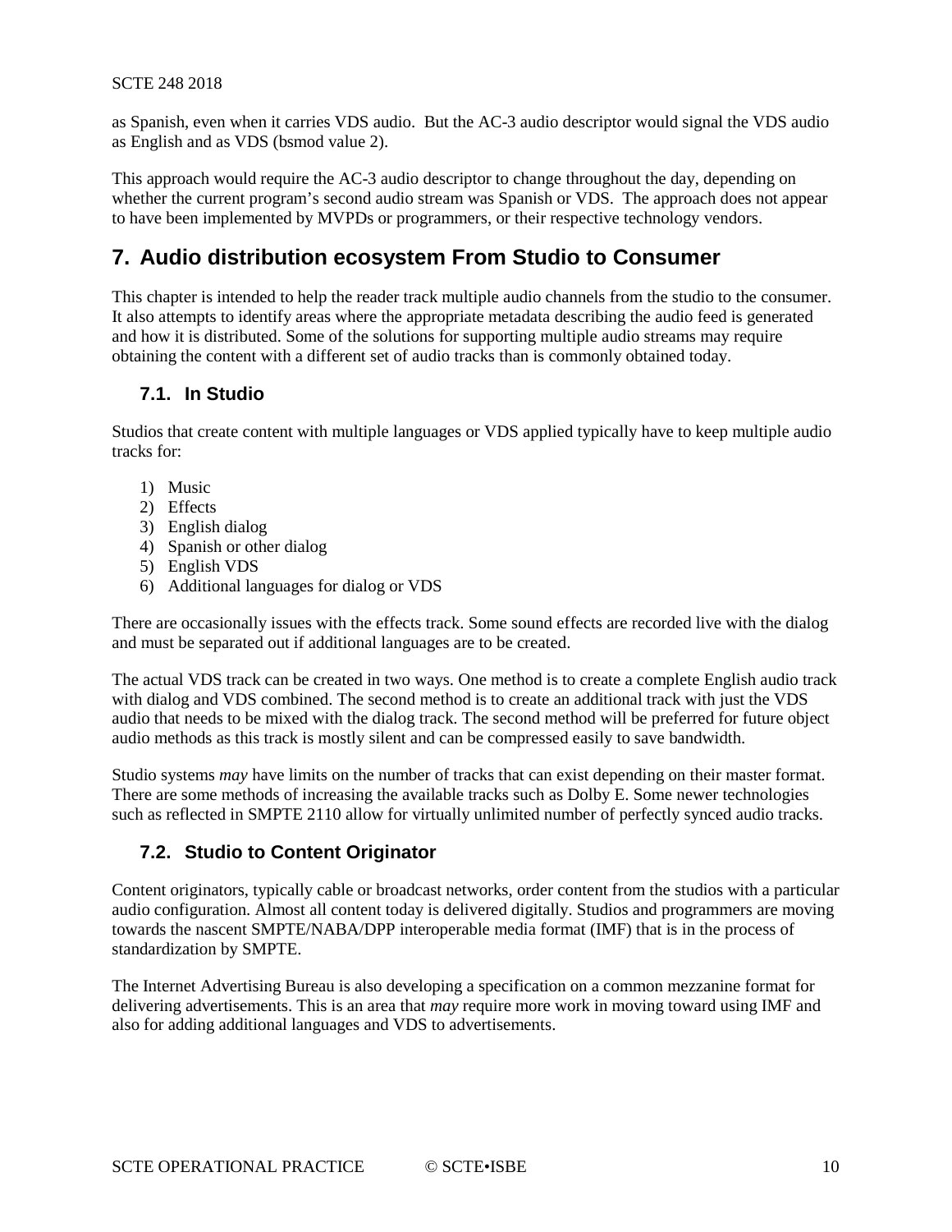as Spanish, even when it carries VDS audio.  But the AC-3 audio descriptor would signal the VDS audio as English and as VDS (bsmod value 2).

This approach would require the AC-3 audio descriptor to change throughout the day, depending on whether the current program's second audio stream was Spanish or VDS.  The approach does not appear to have been implemented by MVPDs or programmers, or their respective technology vendors.

# 7. Audio distribution ecosystem From Studio to Consumer

This chapter is intended to help the reader track multiple audio channels from the studio to the consumer. It also attempts to identify areas where the appropriate metadata describing the audio feed is generated and how it is distributed. Some of the solutions for supporting multiple audio streams may require obtaining the content with a different set of audio tracks than is commonly obtained today.

## 7.1. In Studio

Studios that create content with multiple languages or VDS applied typically have to keep multiple audio tracks for:

1) Music
2) Effects
3) English dialog
4) Spanish or other dialog
5) English VDS
6) Additional languages for dialog or VDS

There are occasionally issues with the effects track. Some sound effects are recorded live with the dialog and must be separated out if additional languages are to be created.

The actual VDS track can be created in two ways. One method is to create a complete English audio track with dialog and VDS combined. The second method is to create an additional track with just the VDS audio that needs to be mixed with the dialog track. The second method will be preferred for future object audio methods as this track is mostly silent and can be compressed easily to save bandwidth.

Studio systems *may* have limits on the number of tracks that can exist depending on their master format. There are some methods of increasing the available tracks such as Dolby E. Some newer technologies such as reflected in SMPTE 2110 allow for virtually unlimited number of perfectly synced audio tracks.

## 7.2. Studio to Content Originator

Content originators, typically cable or broadcast networks, order content from the studios with a particular audio configuration. Almost all content today is delivered digitally. Studios and programmers are moving towards the nascent SMPTE/NABA/DPP interoperable media format (IMF) that is in the process of standardization by SMPTE.

The Internet Advertising Bureau is also developing a specification on a common mezzanine format for delivering advertisements. This is an area that *may* require more work in moving toward using IMF and also for adding additional languages and VDS to advertisements.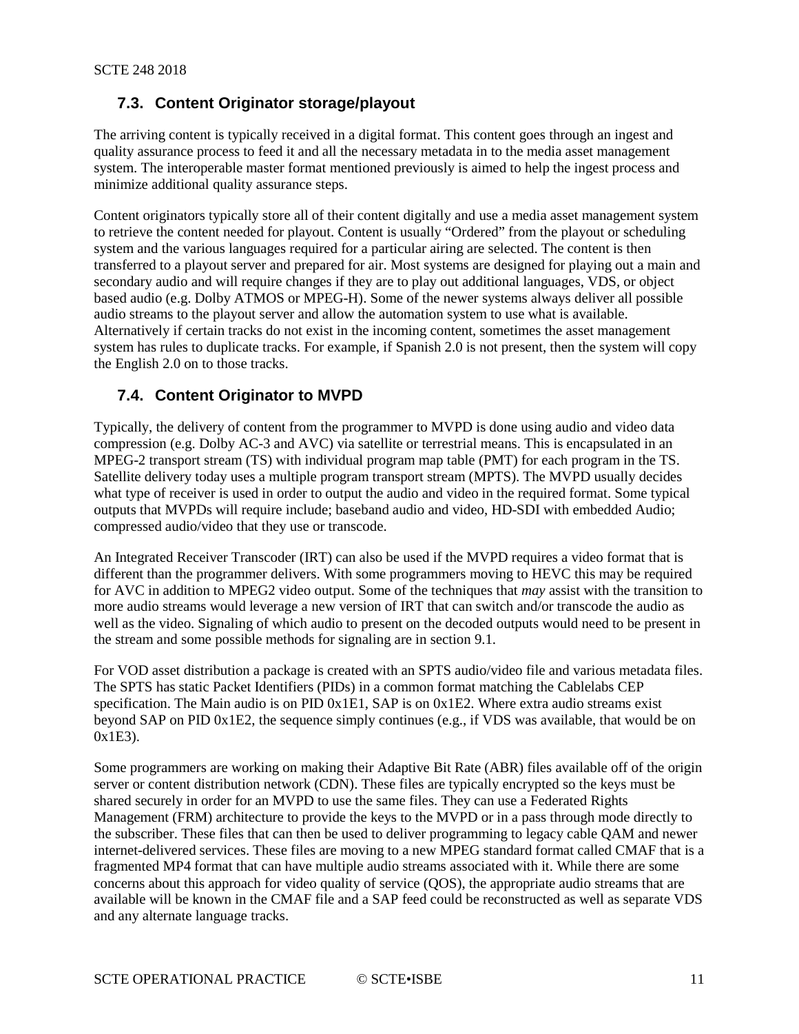## 7.3. Content Originator storage/playout

The arriving content is typically received in a digital format. This content goes through an ingest and quality assurance process to feed it and all the necessary metadata in to the media asset management system. The interoperable master format mentioned previously is aimed to help the ingest process and minimize additional quality assurance steps.

Content originators typically store all of their content digitally and use a media asset management system to retrieve the content needed for playout. Content is usually "Ordered" from the playout or scheduling system and the various languages required for a particular airing are selected. The content is then transferred to a playout server and prepared for air. Most systems are designed for playing out a main and secondary audio and will require changes if they are to play out additional languages, VDS, or object based audio (e.g. Dolby ATMOS or MPEG-H). Some of the newer systems always deliver all possible audio streams to the playout server and allow the automation system to use what is available. Alternatively if certain tracks do not exist in the incoming content, sometimes the asset management system has rules to duplicate tracks. For example, if Spanish 2.0 is not present, then the system will copy the English 2.0 on to those tracks.

## 7.4. Content Originator to MVPD

Typically, the delivery of content from the programmer to MVPD is done using audio and video data compression (e.g. Dolby AC-3 and AVC) via satellite or terrestrial means. This is encapsulated in an MPEG-2 transport stream (TS) with individual program map table (PMT) for each program in the TS. Satellite delivery today uses a multiple program transport stream (MPTS). The MVPD usually decides what type of receiver is used in order to output the audio and video in the required format. Some typical outputs that MVPDs will require include; baseband audio and video, HD-SDI with embedded Audio; compressed audio/video that they use or transcode.

An Integrated Receiver Transcoder (IRT) can also be used if the MVPD requires a video format that is different than the programmer delivers. With some programmers moving to HEVC this may be required for AVC in addition to MPEG2 video output. Some of the techniques that *may* assist with the transition to more audio streams would leverage a new version of IRT that can switch and/or transcode the audio as well as the video. Signaling of which audio to present on the decoded outputs would need to be present in the stream and some possible methods for signaling are in section 9.1.

For VOD asset distribution a package is created with an SPTS audio/video file and various metadata files. The SPTS has static Packet Identifiers (PIDs) in a common format matching the Cablelabs CEP specification. The Main audio is on PID 0x1E1, SAP is on 0x1E2. Where extra audio streams exist beyond SAP on PID 0x1E2, the sequence simply continues (e.g., if VDS was available, that would be on 0x1E3).

Some programmers are working on making their Adaptive Bit Rate (ABR) files available off of the origin server or content distribution network (CDN). These files are typically encrypted so the keys must be shared securely in order for an MVPD to use the same files. They can use a Federated Rights Management (FRM) architecture to provide the keys to the MVPD or in a pass through mode directly to the subscriber. These files that can then be used to deliver programming to legacy cable QAM and newer internet-delivered services. These files are moving to a new MPEG standard format called CMAF that is a fragmented MP4 format that can have multiple audio streams associated with it. While there are some concerns about this approach for video quality of service (QOS), the appropriate audio streams that are available will be known in the CMAF file and a SAP feed could be reconstructed as well as separate VDS and any alternate language tracks.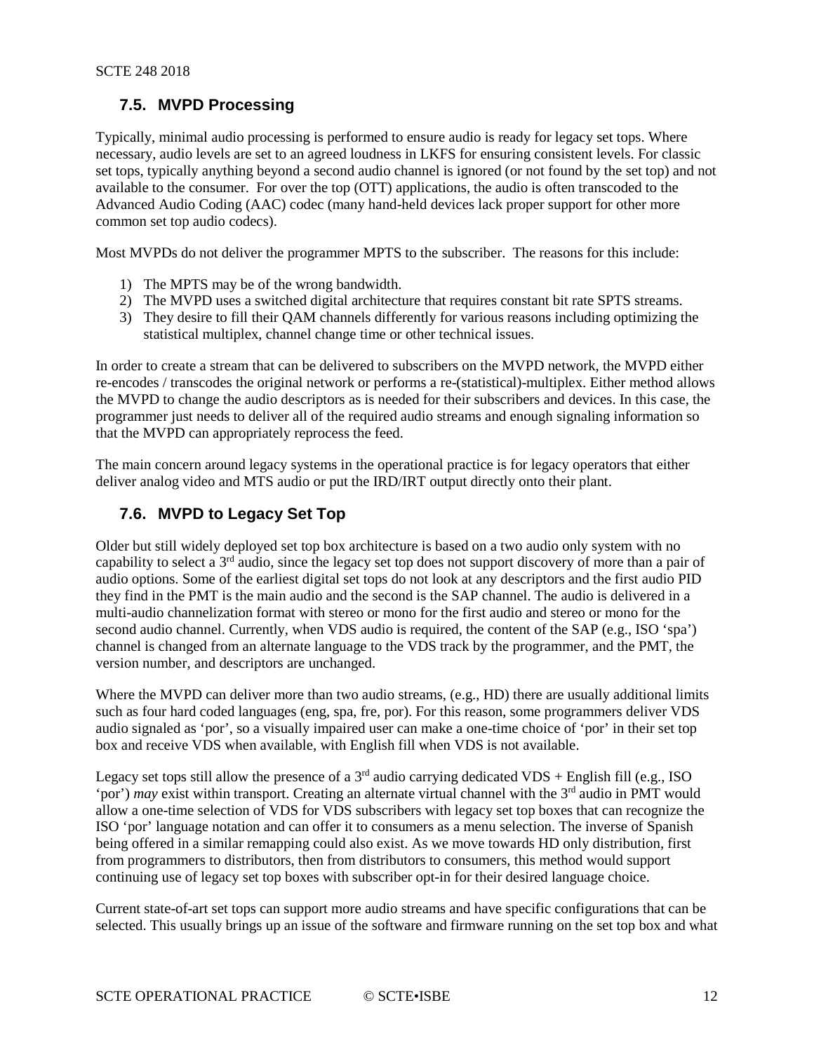## 7.5. MVPD Processing

Typically, minimal audio processing is performed to ensure audio is ready for legacy set tops. Where necessary, audio levels are set to an agreed loudness in LKFS for ensuring consistent levels. For classic set tops, typically anything beyond a second audio channel is ignored (or not found by the set top) and not available to the consumer. For over the top (OTT) applications, the audio is often transcoded to the Advanced Audio Coding (AAC) codec (many hand-held devices lack proper support for other more common set top audio codecs).

Most MVPDs do not deliver the programmer MPTS to the subscriber. The reasons for this include:

1) The MPTS may be of the wrong bandwidth.
2) The MVPD uses a switched digital architecture that requires constant bit rate SPTS streams.
3) They desire to fill their QAM channels differently for various reasons including optimizing the statistical multiplex, channel change time or other technical issues.

In order to create a stream that can be delivered to subscribers on the MVPD network, the MVPD either re-encodes / transcodes the original network or performs a re-(statistical)-multiplex. Either method allows the MVPD to change the audio descriptors as is needed for their subscribers and devices. In this case, the programmer just needs to deliver all of the required audio streams and enough signaling information so that the MVPD can appropriately reprocess the feed.

The main concern around legacy systems in the operational practice is for legacy operators that either deliver analog video and MTS audio or put the IRD/IRT output directly onto their plant.

## 7.6. MVPD to Legacy Set Top

Older but still widely deployed set top box architecture is based on a two audio only system with no capability to select a 3rd audio, since the legacy set top does not support discovery of more than a pair of audio options. Some of the earliest digital set tops do not look at any descriptors and the first audio PID they find in the PMT is the main audio and the second is the SAP channel. The audio is delivered in a multi-audio channelization format with stereo or mono for the first audio and stereo or mono for the second audio channel. Currently, when VDS audio is required, the content of the SAP (e.g., ISO 'spa') channel is changed from an alternate language to the VDS track by the programmer, and the PMT, the version number, and descriptors are unchanged.

Where the MVPD can deliver more than two audio streams, (e.g., HD) there are usually additional limits such as four hard coded languages (eng, spa, fre, por). For this reason, some programmers deliver VDS audio signaled as 'por', so a visually impaired user can make a one-time choice of 'por' in their set top box and receive VDS when available, with English fill when VDS is not available.

Legacy set tops still allow the presence of a 3rd audio carrying dedicated VDS + English fill (e.g., ISO 'por') *may* exist within transport. Creating an alternate virtual channel with the 3rd audio in PMT would allow a one-time selection of VDS for VDS subscribers with legacy set top boxes that can recognize the ISO 'por' language notation and can offer it to consumers as a menu selection. The inverse of Spanish being offered in a similar remapping could also exist. As we move towards HD only distribution, first from programmers to distributors, then from distributors to consumers, this method would support continuing use of legacy set top boxes with subscriber opt-in for their desired language choice.

Current state-of-art set tops can support more audio streams and have specific configurations that can be selected. This usually brings up an issue of the software and firmware running on the set top box and what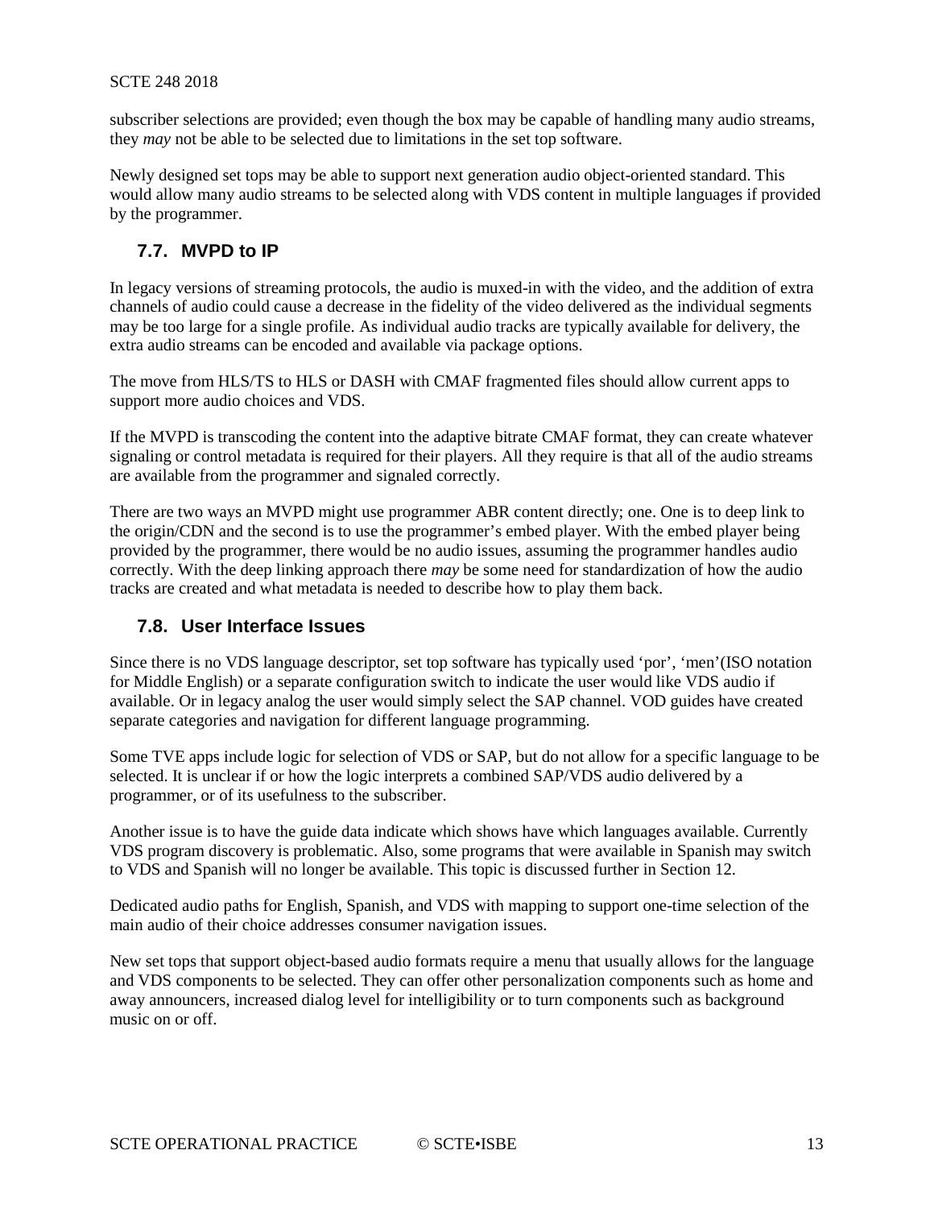subscriber selections are provided; even though the box may be capable of handling many audio streams, they *may* not be able to be selected due to limitations in the set top software.

Newly designed set tops may be able to support next generation audio object-oriented standard. This would allow many audio streams to be selected along with VDS content in multiple languages if provided by the programmer.

## 7.7. MVPD to IP

In legacy versions of streaming protocols, the audio is muxed-in with the video, and the addition of extra channels of audio could cause a decrease in the fidelity of the video delivered as the individual segments may be too large for a single profile. As individual audio tracks are typically available for delivery, the extra audio streams can be encoded and available via package options.

The move from HLS/TS to HLS or DASH with CMAF fragmented files should allow current apps to support more audio choices and VDS.

If the MVPD is transcoding the content into the adaptive bitrate CMAF format, they can create whatever signaling or control metadata is required for their players. All they require is that all of the audio streams are available from the programmer and signaled correctly.

There are two ways an MVPD might use programmer ABR content directly; one. One is to deep link to the origin/CDN and the second is to use the programmer's embed player. With the embed player being provided by the programmer, there would be no audio issues, assuming the programmer handles audio correctly. With the deep linking approach there *may* be some need for standardization of how the audio tracks are created and what metadata is needed to describe how to play them back.

## 7.8. User Interface Issues

Since there is no VDS language descriptor, set top software has typically used 'por', 'men'(ISO notation for Middle English) or a separate configuration switch to indicate the user would like VDS audio if available. Or in legacy analog the user would simply select the SAP channel. VOD guides have created separate categories and navigation for different language programming.

Some TVE apps include logic for selection of VDS or SAP, but do not allow for a specific language to be selected. It is unclear if or how the logic interprets a combined SAP/VDS audio delivered by a programmer, or of its usefulness to the subscriber.

Another issue is to have the guide data indicate which shows have which languages available. Currently VDS program discovery is problematic. Also, some programs that were available in Spanish may switch to VDS and Spanish will no longer be available. This topic is discussed further in Section 12.

Dedicated audio paths for English, Spanish, and VDS with mapping to support one-time selection of the main audio of their choice addresses consumer navigation issues.

New set tops that support object-based audio formats require a menu that usually allows for the language and VDS components to be selected. They can offer other personalization components such as home and away announcers, increased dialog level for intelligibility or to turn components such as background music on or off.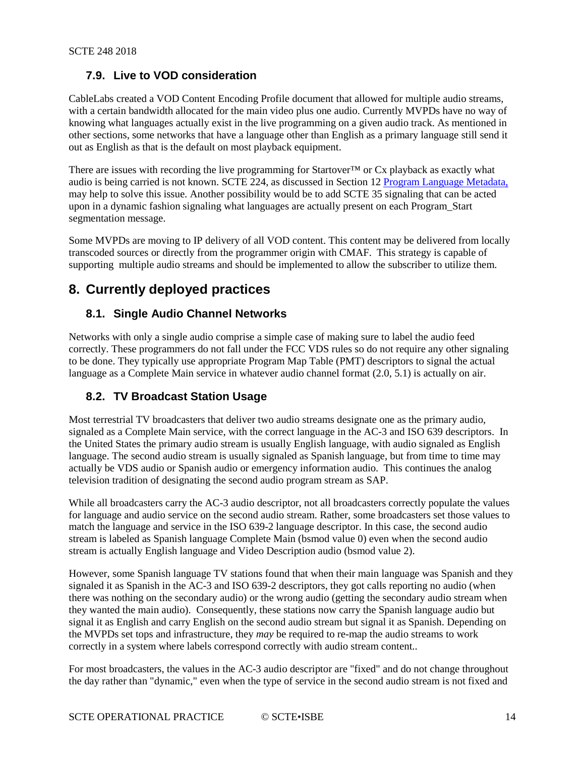### 7.9. Live to VOD consideration

CableLabs created a VOD Content Encoding Profile document that allowed for multiple audio streams, with a certain bandwidth allocated for the main video plus one audio. Currently MVPDs have no way of knowing what languages actually exist in the live programming on a given audio track. As mentioned in other sections, some networks that have a language other than English as a primary language still send it out as English as that is the default on most playback equipment.

There are issues with recording the live programming for Startover™ or Cx playback as exactly what audio is being carried is not known. SCTE 224, as discussed in Section 12 Program Language Metadata, may help to solve this issue. Another possibility would be to add SCTE 35 signaling that can be acted upon in a dynamic fashion signaling what languages are actually present on each Program_Start segmentation message.

Some MVPDs are moving to IP delivery of all VOD content. This content may be delivered from locally transcoded sources or directly from the programmer origin with CMAF. This strategy is capable of supporting multiple audio streams and should be implemented to allow the subscriber to utilize them.

## 8. Currently deployed practices

### 8.1. Single Audio Channel Networks

Networks with only a single audio comprise a simple case of making sure to label the audio feed correctly. These programmers do not fall under the FCC VDS rules so do not require any other signaling to be done. They typically use appropriate Program Map Table (PMT) descriptors to signal the actual language as a Complete Main service in whatever audio channel format (2.0, 5.1) is actually on air.

### 8.2. TV Broadcast Station Usage

Most terrestrial TV broadcasters that deliver two audio streams designate one as the primary audio, signaled as a Complete Main service, with the correct language in the AC-3 and ISO 639 descriptors. In the United States the primary audio stream is usually English language, with audio signaled as English language. The second audio stream is usually signaled as Spanish language, but from time to time may actually be VDS audio or Spanish audio or emergency information audio. This continues the analog television tradition of designating the second audio program stream as SAP.

While all broadcasters carry the AC-3 audio descriptor, not all broadcasters correctly populate the values for language and audio service on the second audio stream. Rather, some broadcasters set those values to match the language and service in the ISO 639-2 language descriptor. In this case, the second audio stream is labeled as Spanish language Complete Main (bsmod value 0) even when the second audio stream is actually English language and Video Description audio (bsmod value 2).

However, some Spanish language TV stations found that when their main language was Spanish and they signaled it as Spanish in the AC-3 and ISO 639-2 descriptors, they got calls reporting no audio (when there was nothing on the secondary audio) or the wrong audio (getting the secondary audio stream when they wanted the main audio). Consequently, these stations now carry the Spanish language audio but signal it as English and carry English on the second audio stream but signal it as Spanish. Depending on the MVPDs set tops and infrastructure, they *may* be required to re-map the audio streams to work correctly in a system where labels correspond correctly with audio stream content..

For most broadcasters, the values in the AC-3 audio descriptor are "fixed" and do not change throughout the day rather than "dynamic," even when the type of service in the second audio stream is not fixed and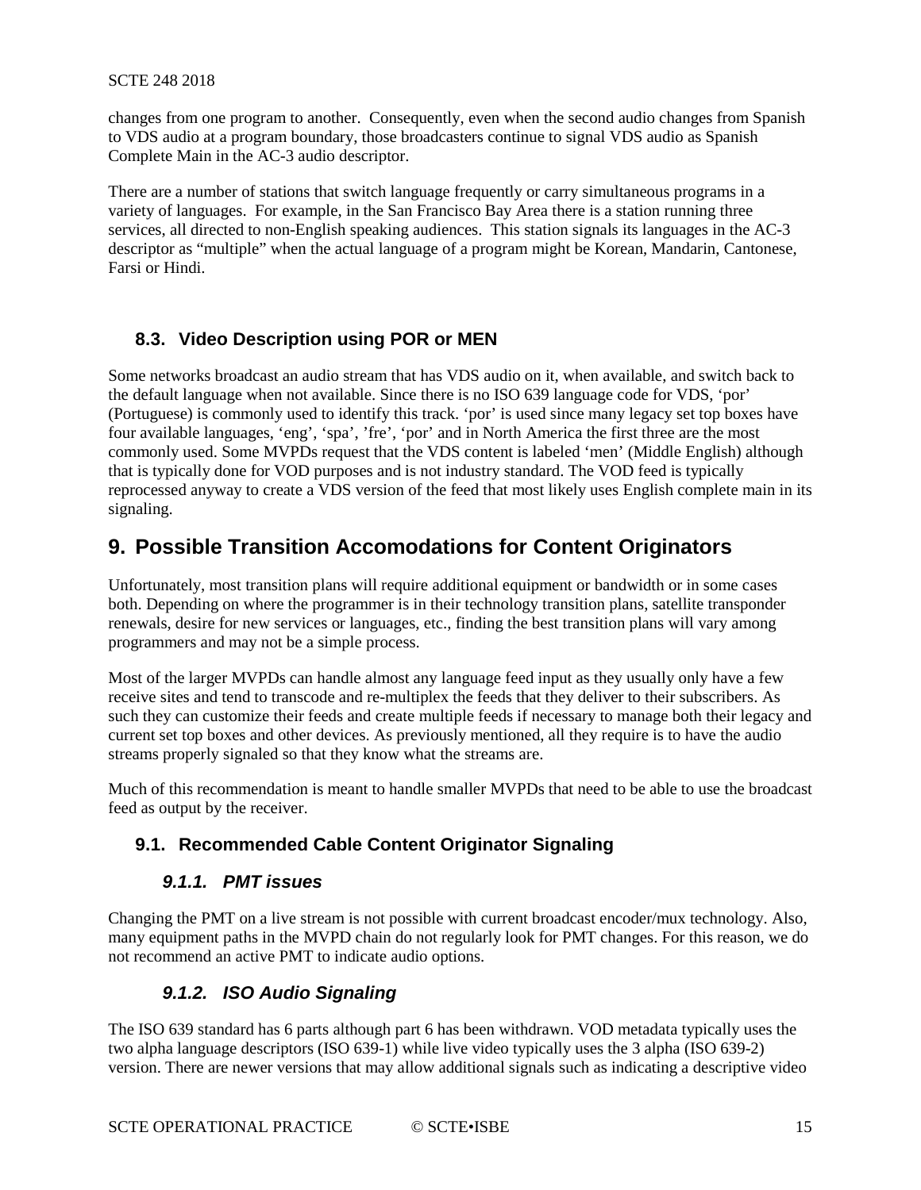changes from one program to another.  Consequently, even when the second audio changes from Spanish to VDS audio at a program boundary, those broadcasters continue to signal VDS audio as Spanish Complete Main in the AC-3 audio descriptor.

There are a number of stations that switch language frequently or carry simultaneous programs in a variety of languages.  For example, in the San Francisco Bay Area there is a station running three services, all directed to non-English speaking audiences.  This station signals its languages in the AC-3 descriptor as "multiple" when the actual language of a program might be Korean, Mandarin, Cantonese, Farsi or Hindi.

### 8.3. Video Description using POR or MEN

Some networks broadcast an audio stream that has VDS audio on it, when available, and switch back to the default language when not available. Since there is no ISO 639 language code for VDS, 'por' (Portuguese) is commonly used to identify this track. 'por' is used since many legacy set top boxes have four available languages, 'eng', 'spa', 'fre', 'por' and in North America the first three are the most commonly used. Some MVPDs request that the VDS content is labeled 'men' (Middle English) although that is typically done for VOD purposes and is not industry standard. The VOD feed is typically reprocessed anyway to create a VDS version of the feed that most likely uses English complete main in its signaling.

## 9. Possible Transition Accomodations for Content Originators

Unfortunately, most transition plans will require additional equipment or bandwidth or in some cases both. Depending on where the programmer is in their technology transition plans, satellite transponder renewals, desire for new services or languages, etc., finding the best transition plans will vary among programmers and may not be a simple process.

Most of the larger MVPDs can handle almost any language feed input as they usually only have a few receive sites and tend to transcode and re-multiplex the feeds that they deliver to their subscribers. As such they can customize their feeds and create multiple feeds if necessary to manage both their legacy and current set top boxes and other devices. As previously mentioned, all they require is to have the audio streams properly signaled so that they know what the streams are.

Much of this recommendation is meant to handle smaller MVPDs that need to be able to use the broadcast feed as output by the receiver.

### 9.1. Recommended Cable Content Originator Signaling

#### *9.1.1. PMT issues*

Changing the PMT on a live stream is not possible with current broadcast encoder/mux technology. Also, many equipment paths in the MVPD chain do not regularly look for PMT changes. For this reason, we do not recommend an active PMT to indicate audio options.

#### *9.1.2. ISO Audio Signaling*

The ISO 639 standard has 6 parts although part 6 has been withdrawn. VOD metadata typically uses the two alpha language descriptors (ISO 639-1) while live video typically uses the 3 alpha (ISO 639-2) version. There are newer versions that may allow additional signals such as indicating a descriptive video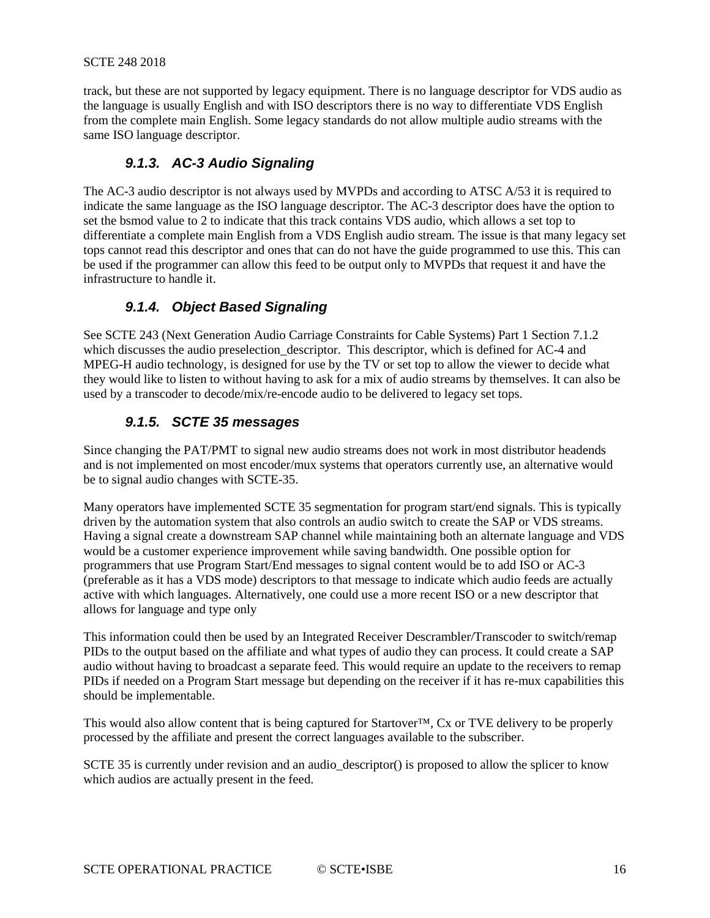track, but these are not supported by legacy equipment. There is no language descriptor for VDS audio as the language is usually English and with ISO descriptors there is no way to differentiate VDS English from the complete main English. Some legacy standards do not allow multiple audio streams with the same ISO language descriptor.

#### 9.1.3. AC-3 Audio Signaling

The AC-3 audio descriptor is not always used by MVPDs and according to ATSC A/53 it is required to indicate the same language as the ISO language descriptor. The AC-3 descriptor does have the option to set the bsmod value to 2 to indicate that this track contains VDS audio, which allows a set top to differentiate a complete main English from a VDS English audio stream. The issue is that many legacy set tops cannot read this descriptor and ones that can do not have the guide programmed to use this. This can be used if the programmer can allow this feed to be output only to MVPDs that request it and have the infrastructure to handle it.

#### 9.1.4. Object Based Signaling

See SCTE 243 (Next Generation Audio Carriage Constraints for Cable Systems) Part 1 Section 7.1.2 which discusses the audio preselection_descriptor. This descriptor, which is defined for AC-4 and MPEG-H audio technology, is designed for use by the TV or set top to allow the viewer to decide what they would like to listen to without having to ask for a mix of audio streams by themselves. It can also be used by a transcoder to decode/mix/re-encode audio to be delivered to legacy set tops.

#### 9.1.5. SCTE 35 messages

Since changing the PAT/PMT to signal new audio streams does not work in most distributor headends and is not implemented on most encoder/mux systems that operators currently use, an alternative would be to signal audio changes with SCTE-35.

Many operators have implemented SCTE 35 segmentation for program start/end signals. This is typically driven by the automation system that also controls an audio switch to create the SAP or VDS streams. Having a signal create a downstream SAP channel while maintaining both an alternate language and VDS would be a customer experience improvement while saving bandwidth. One possible option for programmers that use Program Start/End messages to signal content would be to add ISO or AC-3 (preferable as it has a VDS mode) descriptors to that message to indicate which audio feeds are actually active with which languages. Alternatively, one could use a more recent ISO or a new descriptor that allows for language and type only

This information could then be used by an Integrated Receiver Descrambler/Transcoder to switch/remap PIDs to the output based on the affiliate and what types of audio they can process. It could create a SAP audio without having to broadcast a separate feed. This would require an update to the receivers to remap PIDs if needed on a Program Start message but depending on the receiver if it has re-mux capabilities this should be implementable.

This would also allow content that is being captured for Startover™, Cx or TVE delivery to be properly processed by the affiliate and present the correct languages available to the subscriber.

SCTE 35 is currently under revision and an audio_descriptor() is proposed to allow the splicer to know which audios are actually present in the feed.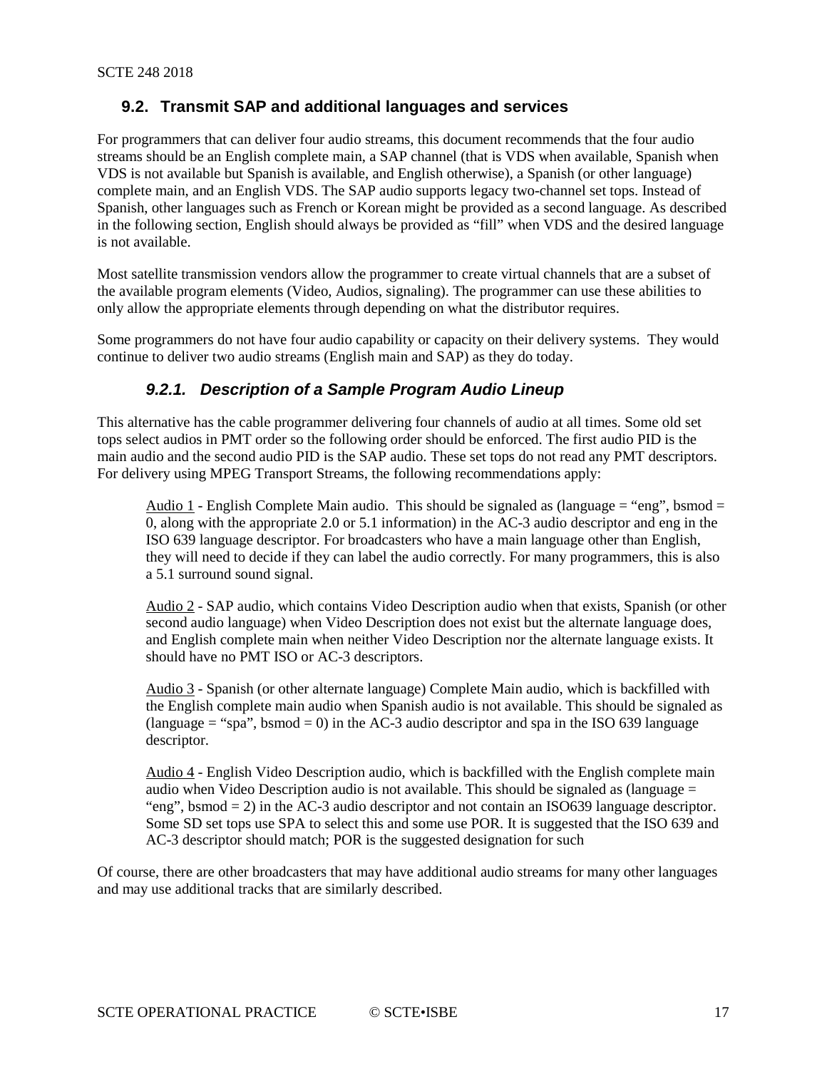## 9.2. Transmit SAP and additional languages and services

For programmers that can deliver four audio streams, this document recommends that the four audio streams should be an English complete main, a SAP channel (that is VDS when available, Spanish when VDS is not available but Spanish is available, and English otherwise), a Spanish (or other language) complete main, and an English VDS. The SAP audio supports legacy two-channel set tops. Instead of Spanish, other languages such as French or Korean might be provided as a second language. As described in the following section, English should always be provided as "fill" when VDS and the desired language is not available.

Most satellite transmission vendors allow the programmer to create virtual channels that are a subset of the available program elements (Video, Audios, signaling). The programmer can use these abilities to only allow the appropriate elements through depending on what the distributor requires.

Some programmers do not have four audio capability or capacity on their delivery systems. They would continue to deliver two audio streams (English main and SAP) as they do today.

### *9.2.1. Description of a Sample Program Audio Lineup*

This alternative has the cable programmer delivering four channels of audio at all times. Some old set tops select audios in PMT order so the following order should be enforced. The first audio PID is the main audio and the second audio PID is the SAP audio. These set tops do not read any PMT descriptors. For delivery using MPEG Transport Streams, the following recommendations apply:

> <u>Audio 1</u> - English Complete Main audio. This should be signaled as (language = "eng", bsmod = 0, along with the appropriate 2.0 or 5.1 information) in the AC-3 audio descriptor and eng in the ISO 639 language descriptor. For broadcasters who have a main language other than English, they will need to decide if they can label the audio correctly. For many programmers, this is also a 5.1 surround sound signal.
>
> <u>Audio 2</u> - SAP audio, which contains Video Description audio when that exists, Spanish (or other second audio language) when Video Description does not exist but the alternate language does, and English complete main when neither Video Description nor the alternate language exists. It should have no PMT ISO or AC-3 descriptors.
>
> <u>Audio 3</u> - Spanish (or other alternate language) Complete Main audio, which is backfilled with the English complete main audio when Spanish audio is not available. This should be signaled as (language = "spa", bsmod = 0) in the AC-3 audio descriptor and spa in the ISO 639 language descriptor.
>
> <u>Audio 4</u> - English Video Description audio, which is backfilled with the English complete main audio when Video Description audio is not available. This should be signaled as (language = "eng", bsmod = 2) in the AC-3 audio descriptor and not contain an ISO639 language descriptor. Some SD set tops use SPA to select this and some use POR. It is suggested that the ISO 639 and AC-3 descriptor should match; POR is the suggested designation for such

Of course, there are other broadcasters that may have additional audio streams for many other languages and may use additional tracks that are similarly described.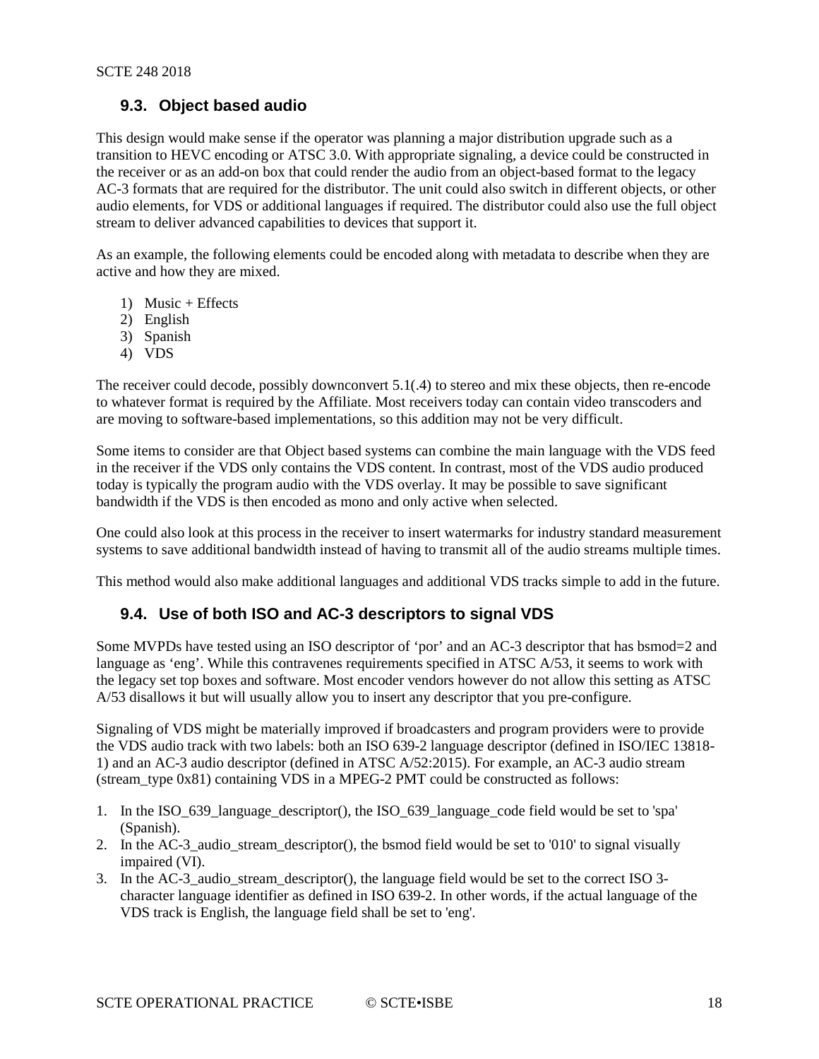### 9.3. Object based audio

This design would make sense if the operator was planning a major distribution upgrade such as a transition to HEVC encoding or ATSC 3.0. With appropriate signaling, a device could be constructed in the receiver or as an add-on box that could render the audio from an object-based format to the legacy AC-3 formats that are required for the distributor. The unit could also switch in different objects, or other audio elements, for VDS or additional languages if required. The distributor could also use the full object stream to deliver advanced capabilities to devices that support it.

As an example, the following elements could be encoded along with metadata to describe when they are active and how they are mixed.

1) Music + Effects
2) English
3) Spanish
4) VDS

The receiver could decode, possibly downconvert 5.1(.4) to stereo and mix these objects, then re-encode to whatever format is required by the Affiliate. Most receivers today can contain video transcoders and are moving to software-based implementations, so this addition may not be very difficult.

Some items to consider are that Object based systems can combine the main language with the VDS feed in the receiver if the VDS only contains the VDS content. In contrast, most of the VDS audio produced today is typically the program audio with the VDS overlay. It may be possible to save significant bandwidth if the VDS is then encoded as mono and only active when selected.

One could also look at this process in the receiver to insert watermarks for industry standard measurement systems to save additional bandwidth instead of having to transmit all of the audio streams multiple times.

This method would also make additional languages and additional VDS tracks simple to add in the future.

### 9.4. Use of both ISO and AC-3 descriptors to signal VDS

Some MVPDs have tested using an ISO descriptor of 'por' and an AC-3 descriptor that has bsmod=2 and language as 'eng'. While this contravenes requirements specified in ATSC A/53, it seems to work with the legacy set top boxes and software. Most encoder vendors however do not allow this setting as ATSC A/53 disallows it but will usually allow you to insert any descriptor that you pre-configure.

Signaling of VDS might be materially improved if broadcasters and program providers were to provide the VDS audio track with two labels: both an ISO 639-2 language descriptor (defined in ISO/IEC 13818-1) and an AC-3 audio descriptor (defined in ATSC A/52:2015). For example, an AC-3 audio stream (stream_type 0x81) containing VDS in a MPEG-2 PMT could be constructed as follows:

1. In the ISO_639_language_descriptor(), the ISO_639_language_code field would be set to 'spa' (Spanish).
2. In the AC-3_audio_stream_descriptor(), the bsmod field would be set to '010' to signal visually impaired (VI).
3. In the AC-3_audio_stream_descriptor(), the language field would be set to the correct ISO 3-character language identifier as defined in ISO 639-2. In other words, if the actual language of the VDS track is English, the language field shall be set to 'eng'.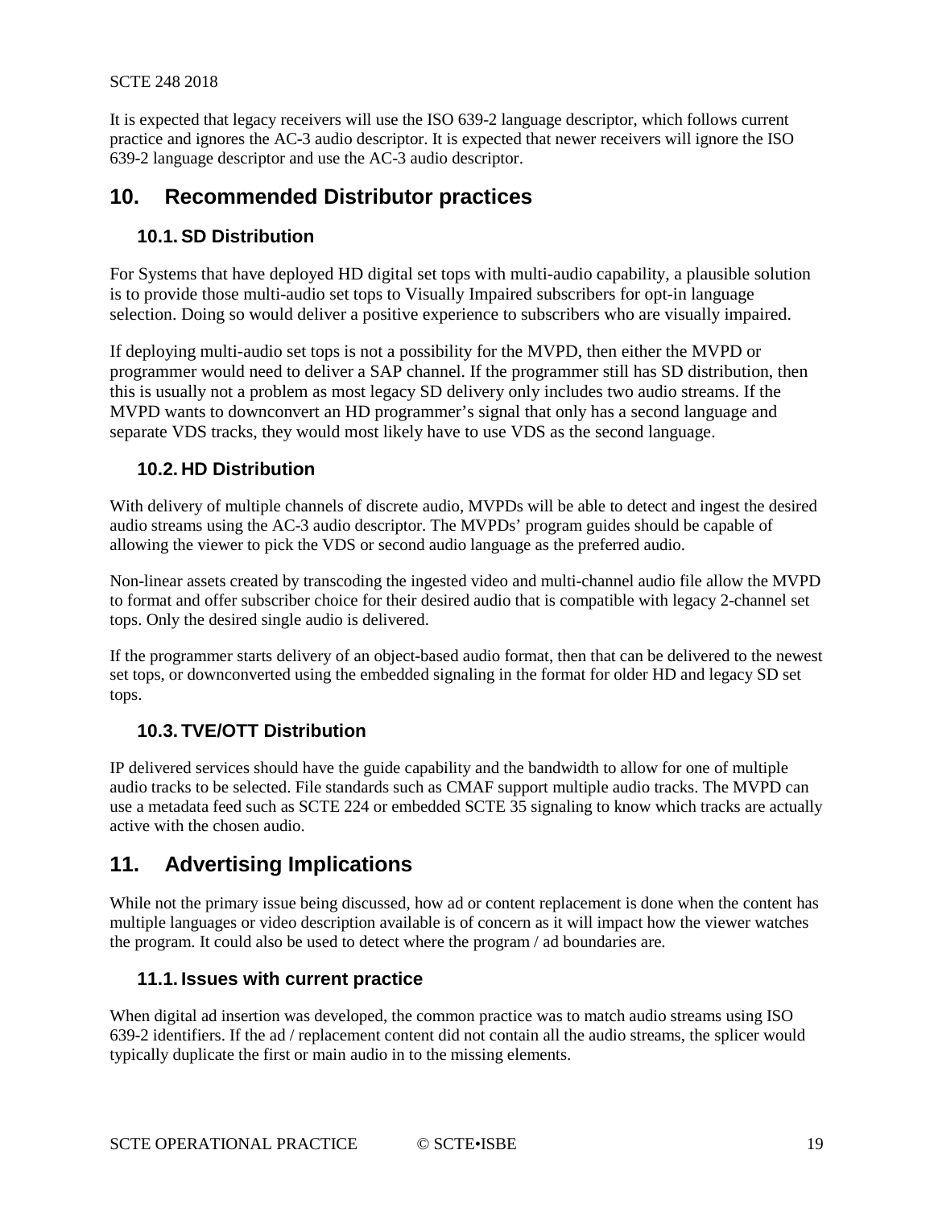It is expected that legacy receivers will use the ISO 639-2 language descriptor, which follows current practice and ignores the AC-3 audio descriptor. It is expected that newer receivers will ignore the ISO 639-2 language descriptor and use the AC-3 audio descriptor.

# 10. Recommended Distributor practices

## 10.1. SD Distribution

For Systems that have deployed HD digital set tops with multi-audio capability, a plausible solution is to provide those multi-audio set tops to Visually Impaired subscribers for opt-in language selection. Doing so would deliver a positive experience to subscribers who are visually impaired.

If deploying multi-audio set tops is not a possibility for the MVPD, then either the MVPD or programmer would need to deliver a SAP channel. If the programmer still has SD distribution, then this is usually not a problem as most legacy SD delivery only includes two audio streams. If the MVPD wants to downconvert an HD programmer's signal that only has a second language and separate VDS tracks, they would most likely have to use VDS as the second language.

## 10.2. HD Distribution

With delivery of multiple channels of discrete audio, MVPDs will be able to detect and ingest the desired audio streams using the AC-3 audio descriptor. The MVPDs' program guides should be capable of allowing the viewer to pick the VDS or second audio language as the preferred audio.

Non-linear assets created by transcoding the ingested video and multi-channel audio file allow the MVPD to format and offer subscriber choice for their desired audio that is compatible with legacy 2-channel set tops. Only the desired single audio is delivered.

If the programmer starts delivery of an object-based audio format, then that can be delivered to the newest set tops, or downconverted using the embedded signaling in the format for older HD and legacy SD set tops.

## 10.3. TVE/OTT Distribution

IP delivered services should have the guide capability and the bandwidth to allow for one of multiple audio tracks to be selected. File standards such as CMAF support multiple audio tracks. The MVPD can use a metadata feed such as SCTE 224 or embedded SCTE 35 signaling to know which tracks are actually active with the chosen audio.

# 11. Advertising Implications

While not the primary issue being discussed, how ad or content replacement is done when the content has multiple languages or video description available is of concern as it will impact how the viewer watches the program. It could also be used to detect where the program / ad boundaries are.

## 11.1. Issues with current practice

When digital ad insertion was developed, the common practice was to match audio streams using ISO 639-2 identifiers. If the ad / replacement content did not contain all the audio streams, the splicer would typically duplicate the first or main audio in to the missing elements.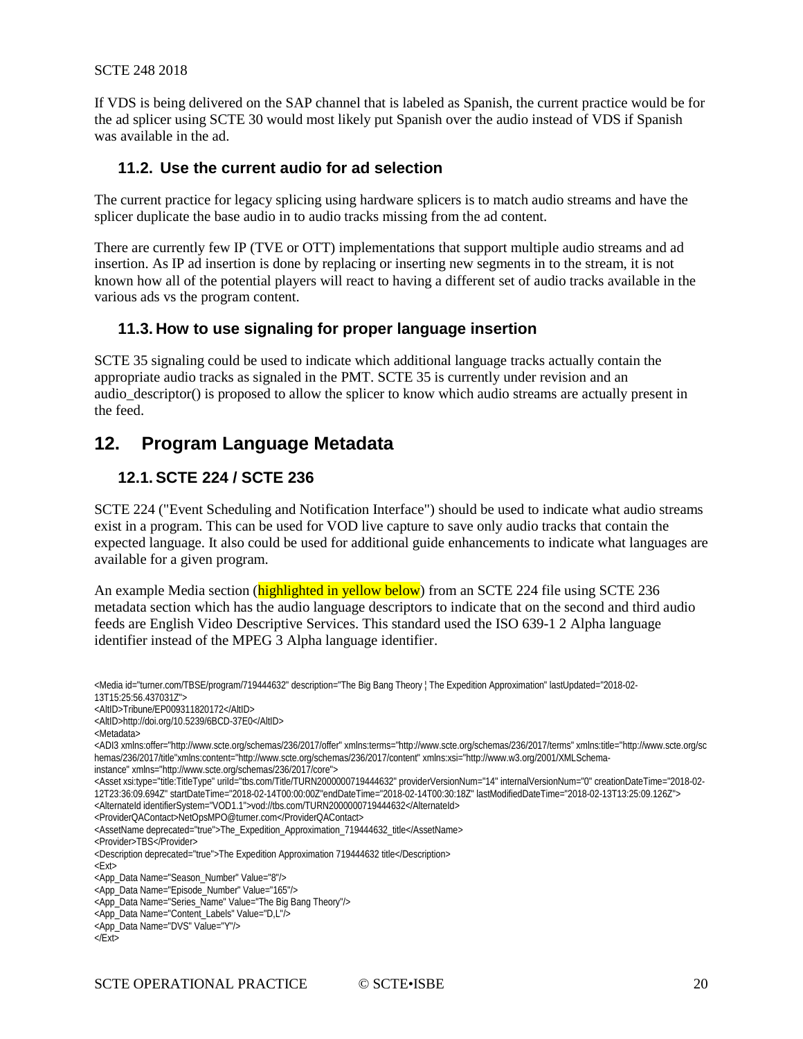If VDS is being delivered on the SAP channel that is labeled as Spanish, the current practice would be for the ad splicer using SCTE 30 would most likely put Spanish over the audio instead of VDS if Spanish was available in the ad.

### 11.2. Use the current audio for ad selection

The current practice for legacy splicing using hardware splicers is to match audio streams and have the splicer duplicate the base audio in to audio tracks missing from the ad content.

There are currently few IP (TVE or OTT) implementations that support multiple audio streams and ad insertion. As IP ad insertion is done by replacing or inserting new segments in to the stream, it is not known how all of the potential players will react to having a different set of audio tracks available in the various ads vs the program content.

### 11.3. How to use signaling for proper language insertion

SCTE 35 signaling could be used to indicate which additional language tracks actually contain the appropriate audio tracks as signaled in the PMT. SCTE 35 is currently under revision and an audio_descriptor() is proposed to allow the splicer to know which audio streams are actually present in the feed.

## 12. Program Language Metadata

### 12.1. SCTE 224 / SCTE 236

SCTE 224 ("Event Scheduling and Notification Interface") should be used to indicate what audio streams exist in a program. This can be used for VOD live capture to save only audio tracks that contain the expected language. It also could be used for additional guide enhancements to indicate what languages are available for a given program.

An example Media section (highlighted in yellow below) from an SCTE 224 file using SCTE 236 metadata section which has the audio language descriptors to indicate that on the second and third audio feeds are English Video Descriptive Services. This standard used the ISO 639-1 2 Alpha language identifier instead of the MPEG 3 Alpha language identifier.

```
<Media id="turner.com/TBSE/program/719444632" description="The Big Bang Theory ¦ The Expedition Approximation" lastUpdated="2018-02-13T15:25:56.437031Z">
<AltID>Tribune/EP009311820172</AltID>
<AltID>http://doi.org/10.5239/6BCD-37E0</AltID>
<Metadata>
<ADI3 xmlns:offer="http://www.scte.org/schemas/236/2017/offer" xmlns:terms="http://www.scte.org/schemas/236/2017/terms" xmlns:title="http://www.scte.org/schemas/236/2017/title"xmlns:content="http://www.scte.org/schemas/236/2017/content" xmlns:xsi="http://www.w3.org/2001/XMLSchema-instance" xmlns="http://www.scte.org/schemas/236/2017/core">
<Asset xsi:type="title:TitleType" uriId="tbs.com/Title/TURN2000000719444632" providerVersionNum="14" internalVersionNum="0" creationDateTime="2018-02-12T23:36:09.694Z" startDateTime="2018-02-14T00:00:00Z"endDateTime="2018-02-14T00:30:18Z" lastModifiedDateTime="2018-02-13T13:25:09.126Z">
<AlternateId identifierSystem="VOD1.1">vod://tbs.com/TURN2000000719444632</AlternateId>
<ProviderQAContact>NetOpsMPO@turner.com</ProviderQAContact>
<AssetName deprecated="true">The_Expedition_Approximation_719444632_title</AssetName>
<Provider>TBS</Provider>
<Description deprecated="true">The Expedition Approximation 719444632 title</Description>
<Ext>
<App_Data Name="Season_Number" Value="8"/>
<App_Data Name="Episode_Number" Value="165"/>
<App_Data Name="Series_Name" Value="The Big Bang Theory"/>
<App_Data Name="Content_Labels" Value="D,L"/>
<App_Data Name="DVS" Value="Y"/>
</Ext>
```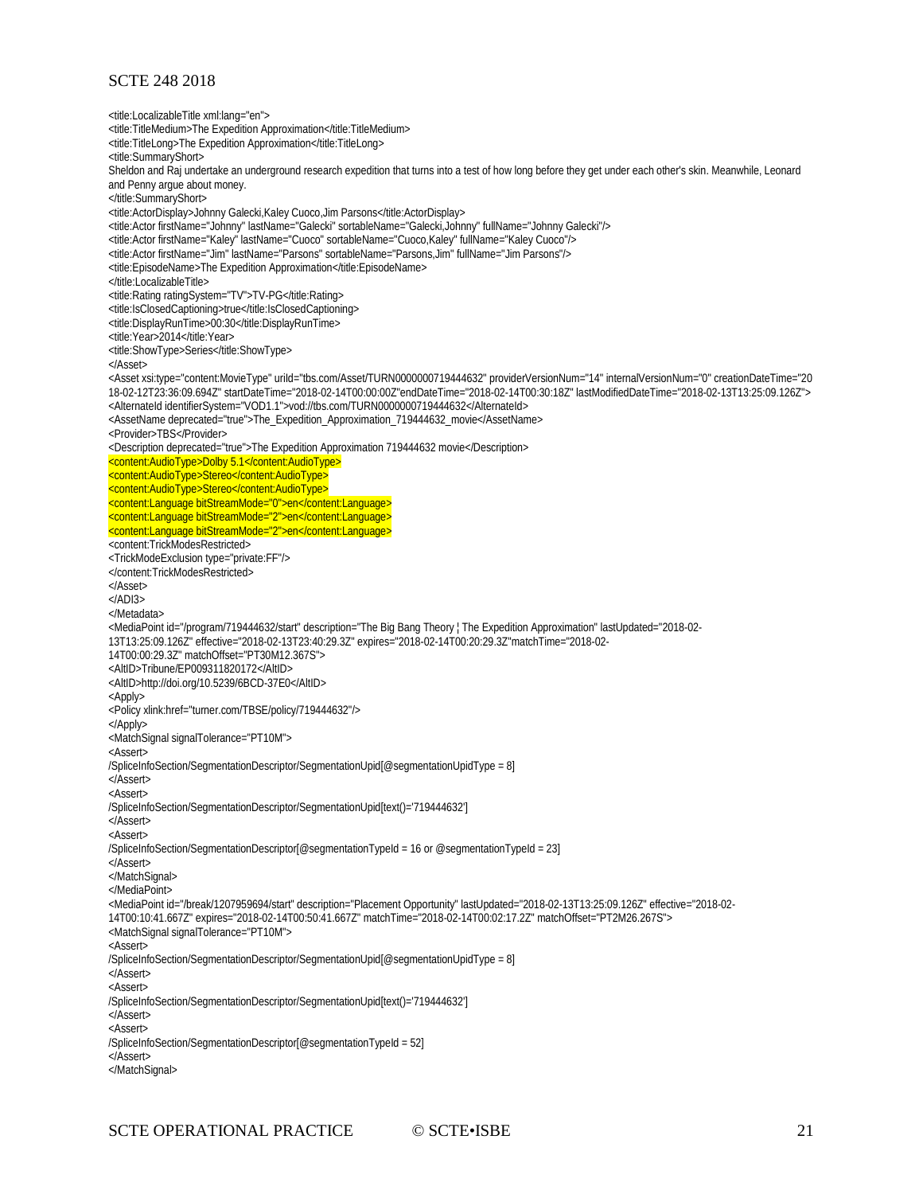```
<title:LocalizableTitle xml:lang="en">
<title:TitleMedium>The Expedition Approximation</title:TitleMedium>
<title:TitleLong>The Expedition Approximation</title:TitleLong>
<title:SummaryShort>
Sheldon and Raj undertake an underground research expedition that turns into a test of how long before they get under each other's skin. Meanwhile, Leonard and Penny argue about money.
</title:SummaryShort>
<title:ActorDisplay>Johnny Galecki,Kaley Cuoco,Jim Parsons</title:ActorDisplay>
<title:Actor firstName="Johnny" lastName="Galecki" sortableName="Galecki,Johnny" fullName="Johnny Galecki"/>
<title:Actor firstName="Kaley" lastName="Cuoco" sortableName="Cuoco,Kaley" fullName="Kaley Cuoco"/>
<title:Actor firstName="Jim" lastName="Parsons" sortableName="Parsons,Jim" fullName="Jim Parsons"/>
<title:EpisodeName>The Expedition Approximation</title:EpisodeName>
</title:LocalizableTitle>
<title:Rating ratingSystem="TV">TV-PG</title:Rating>
<title:IsClosedCaptioning>true</title:IsClosedCaptioning>
<title:DisplayRunTime>00:30</title:DisplayRunTime>
<title:Year>2014</title:Year>
<title:ShowType>Series</title:ShowType>
</Asset>
<Asset xsi:type="content:MovieType" uriId="tbs.com/Asset/TURN0000000719444632" providerVersionNum="14" internalVersionNum="0" creationDateTime="2018-02-12T23:36:09.694Z" startDateTime="2018-02-14T00:00:00Z"endDateTime="2018-02-14T00:30:18Z" lastModifiedDateTime="2018-02-13T13:25:09.126Z">
<AlternateId identifierSystem="VOD1.1">vod://tbs.com/TURN0000000719444632</AlternateId>
<AssetName deprecated="true">The_Expedition_Approximation_719444632_movie</AssetName>
<Provider>TBS</Provider>
<Description deprecated="true">The Expedition Approximation 719444632 movie</Description>
<content:AudioType>Dolby 5.1</content:AudioType>
<content:AudioType>Stereo</content:AudioType>
<content:AudioType>Stereo</content:AudioType>
<content:Language bitStreamMode="0">en</content:Language>
<content:Language bitStreamMode="2">en</content:Language>
<content:Language bitStreamMode="2">en</content:Language>
<content:TrickModesRestricted>
<TrickModeExclusion type="private:FF"/>
</content:TrickModesRestricted>
</Asset>
</ADI3>
</Metadata>
<MediaPoint id="/program/719444632/start" description="The Big Bang Theory ¦ The Expedition Approximation" lastUpdated="2018-02-13T13:25:09.126Z" effective="2018-02-13T23:40:29.3Z" expires="2018-02-14T00:20:29.3Z"matchTime="2018-02-14T00:00:29.3Z" matchOffset="PT30M12.367S">
<AltID>Tribune/EP009311820172</AltID>
<AltID>http://doi.org/10.5239/6BCD-37E0</AltID>
<Apply>
<Policy xlink:href="turner.com/TBSE/policy/719444632"/>
</Apply>
<MatchSignal signalTolerance="PT10M">
<Assert>
/SpliceInfoSection/SegmentationDescriptor/SegmentationUpid[@segmentationUpidType = 8]
</Assert>
<Assert>
/SpliceInfoSection/SegmentationDescriptor/SegmentationUpid[text()='719444632']
</Assert>
<Assert>
/SpliceInfoSection/SegmentationDescriptor[@segmentationTypeId = 16 or @segmentationTypeId = 23]
</Assert>
</MatchSignal>
</MediaPoint>
<MediaPoint id="/break/1207959694/start" description="Placement Opportunity" lastUpdated="2018-02-13T13:25:09.126Z" effective="2018-02-14T00:10:41.667Z" expires="2018-02-14T00:50:41.667Z" matchTime="2018-02-14T00:02:17.2Z" matchOffset="PT2M26.267S">
<MatchSignal signalTolerance="PT10M">
<Assert>
/SpliceInfoSection/SegmentationDescriptor/SegmentationUpid[@segmentationUpidType = 8]
</Assert>
<Assert>
/SpliceInfoSection/SegmentationDescriptor/SegmentationUpid[text()='719444632']
</Assert>
<Assert>
/SpliceInfoSection/SegmentationDescriptor[@segmentationTypeId = 52]
</Assert>
</MatchSignal>
```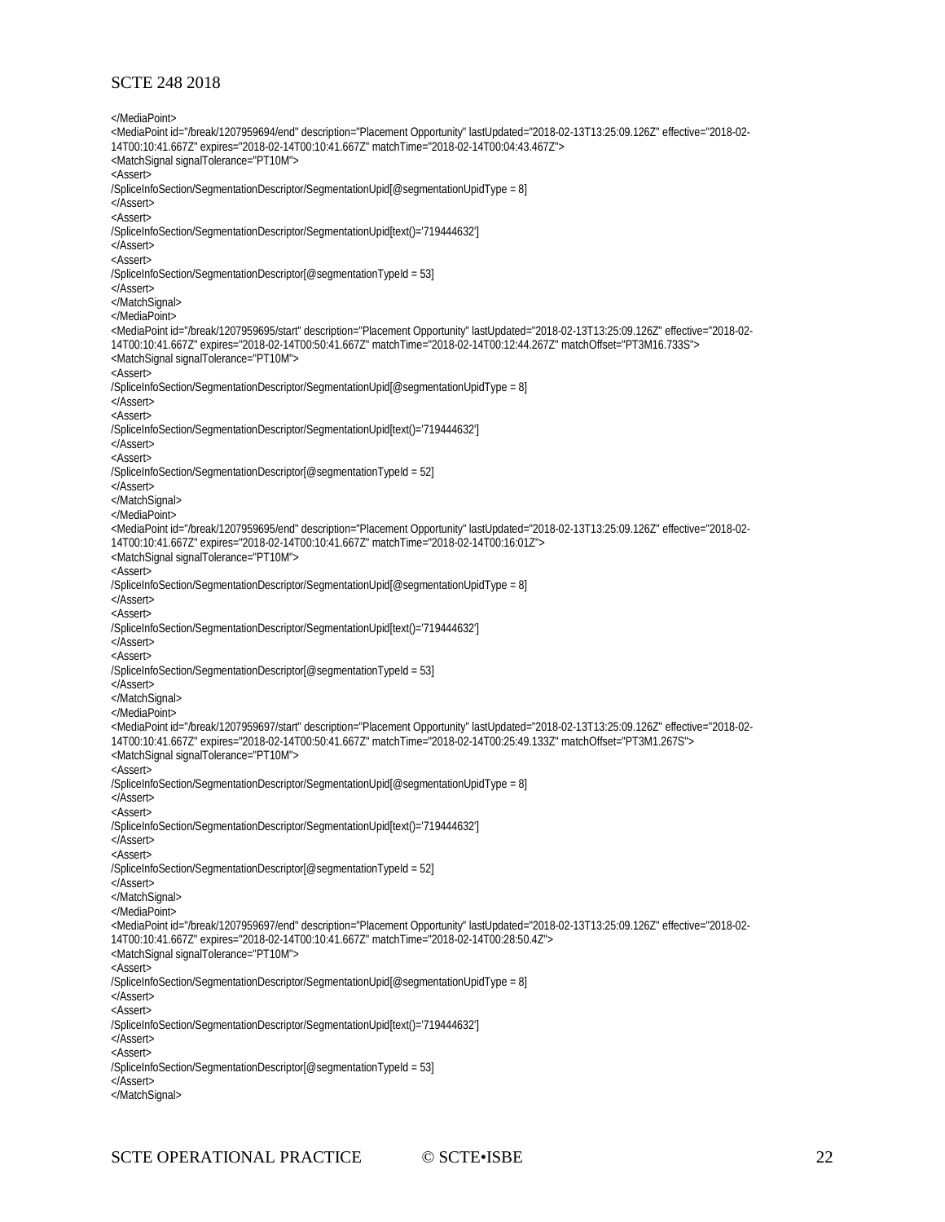```
</MediaPoint>
<MediaPoint id="/break/1207959694/end" description="Placement Opportunity" lastUpdated="2018-02-13T13:25:09.126Z" effective="2018-02-14T00:10:41.667Z" expires="2018-02-14T00:10:41.667Z" matchTime="2018-02-14T00:04:43.467Z">
<MatchSignal signalTolerance="PT10M">
<Assert>
/SpliceInfoSection/SegmentationDescriptor/SegmentationUpid[@segmentationUpidType = 8]
</Assert>
<Assert>
/SpliceInfoSection/SegmentationDescriptor/SegmentationUpid[text()='719444632']
</Assert>
<Assert>
/SpliceInfoSection/SegmentationDescriptor[@segmentationTypeId = 53]
</Assert>
</MatchSignal>
</MediaPoint>
<MediaPoint id="/break/1207959695/start" description="Placement Opportunity" lastUpdated="2018-02-13T13:25:09.126Z" effective="2018-02-14T00:10:41.667Z" expires="2018-02-14T00:50:41.667Z" matchTime="2018-02-14T00:12:44.267Z" matchOffset="PT3M16.733S">
<MatchSignal signalTolerance="PT10M">
<Assert>
/SpliceInfoSection/SegmentationDescriptor/SegmentationUpid[@segmentationUpidType = 8]
</Assert>
<Assert>
/SpliceInfoSection/SegmentationDescriptor/SegmentationUpid[text()='719444632']
</Assert>
<Assert>
/SpliceInfoSection/SegmentationDescriptor[@segmentationTypeId = 52]
</Assert>
</MatchSignal>
</MediaPoint>
<MediaPoint id="/break/1207959695/end" description="Placement Opportunity" lastUpdated="2018-02-13T13:25:09.126Z" effective="2018-02-14T00:10:41.667Z" expires="2018-02-14T00:10:41.667Z" matchTime="2018-02-14T00:16:01Z">
<MatchSignal signalTolerance="PT10M">
<Assert>
/SpliceInfoSection/SegmentationDescriptor/SegmentationUpid[@segmentationUpidType = 8]
</Assert>
<Assert>
/SpliceInfoSection/SegmentationDescriptor/SegmentationUpid[text()='719444632']
</Assert>
<Assert>
/SpliceInfoSection/SegmentationDescriptor[@segmentationTypeId = 53]
</Assert>
</MatchSignal>
</MediaPoint>
<MediaPoint id="/break/1207959697/start" description="Placement Opportunity" lastUpdated="2018-02-13T13:25:09.126Z" effective="2018-02-14T00:10:41.667Z" expires="2018-02-14T00:50:41.667Z" matchTime="2018-02-14T00:25:49.133Z" matchOffset="PT3M1.267S">
<MatchSignal signalTolerance="PT10M">
<Assert>
/SpliceInfoSection/SegmentationDescriptor/SegmentationUpid[@segmentationUpidType = 8]
</Assert>
<Assert>
/SpliceInfoSection/SegmentationDescriptor/SegmentationUpid[text()='719444632']
</Assert>
<Assert>
/SpliceInfoSection/SegmentationDescriptor[@segmentationTypeId = 52]
</Assert>
</MatchSignal>
</MediaPoint>
<MediaPoint id="/break/1207959697/end" description="Placement Opportunity" lastUpdated="2018-02-13T13:25:09.126Z" effective="2018-02-14T00:10:41.667Z" expires="2018-02-14T00:10:41.667Z" matchTime="2018-02-14T00:28:50.4Z">
<MatchSignal signalTolerance="PT10M">
<Assert>
/SpliceInfoSection/SegmentationDescriptor/SegmentationUpid[@segmentationUpidType = 8]
</Assert>
<Assert>
/SpliceInfoSection/SegmentationDescriptor/SegmentationUpid[text()='719444632']
</Assert>
<Assert>
/SpliceInfoSection/SegmentationDescriptor[@segmentationTypeId = 53]
</Assert>
</MatchSignal>
```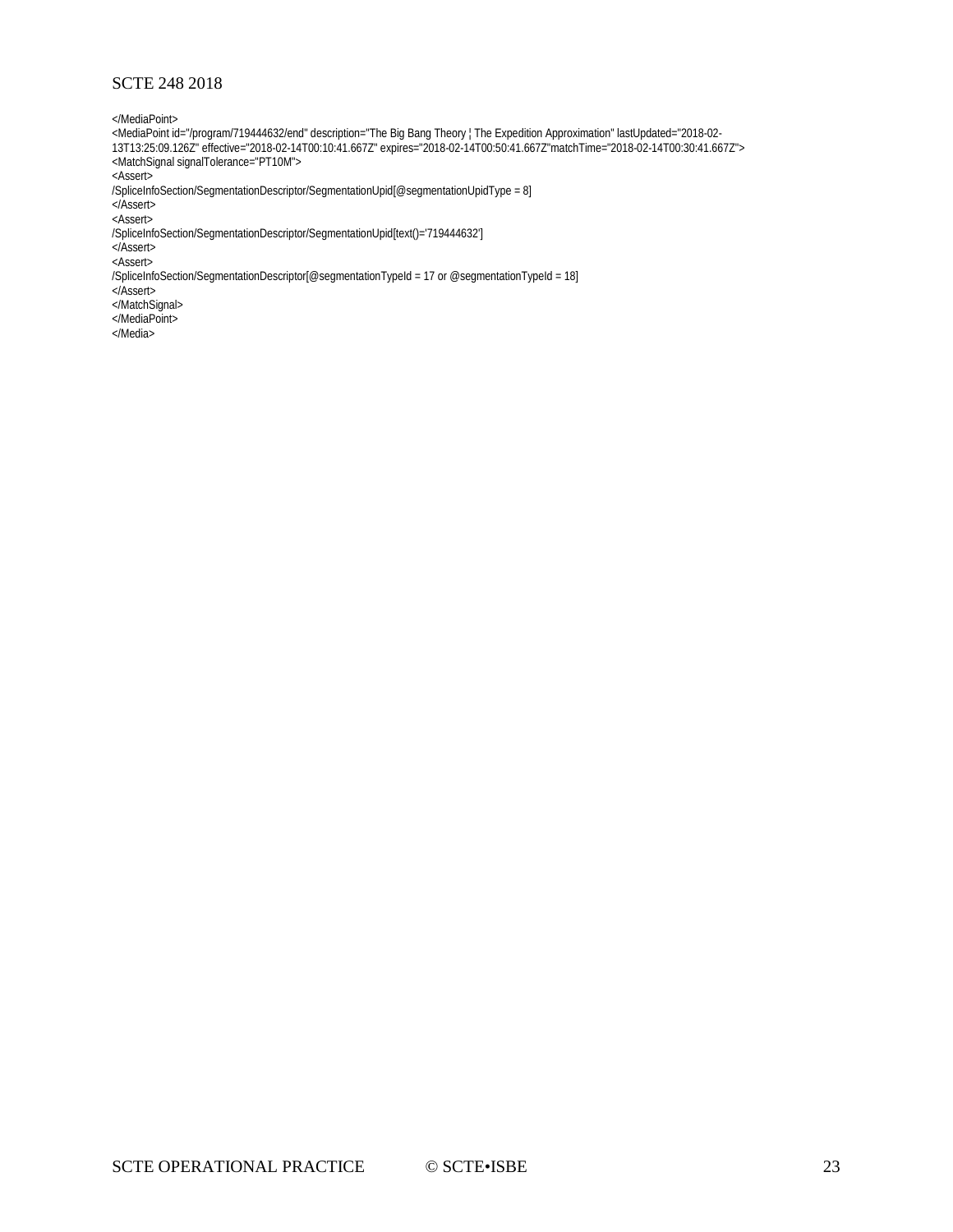```
</MediaPoint>
<MediaPoint id="/program/719444632/end" description="The Big Bang Theory ¦ The Expedition Approximation" lastUpdated="2018-02-13T13:25:09.126Z" effective="2018-02-14T00:10:41.667Z" expires="2018-02-14T00:50:41.667Z"matchTime="2018-02-14T00:30:41.667Z">
<MatchSignal signalTolerance="PT10M">
<Assert>
/SpliceInfoSection/SegmentationDescriptor/SegmentationUpid[@segmentationUpidType = 8]
</Assert>
<Assert>
/SpliceInfoSection/SegmentationDescriptor/SegmentationUpid[text()='719444632']
</Assert>
<Assert>
/SpliceInfoSection/SegmentationDescriptor[@segmentationTypeId = 17 or @segmentationTypeId = 18]
</Assert>
</MatchSignal>
</MediaPoint>
</Media>
```